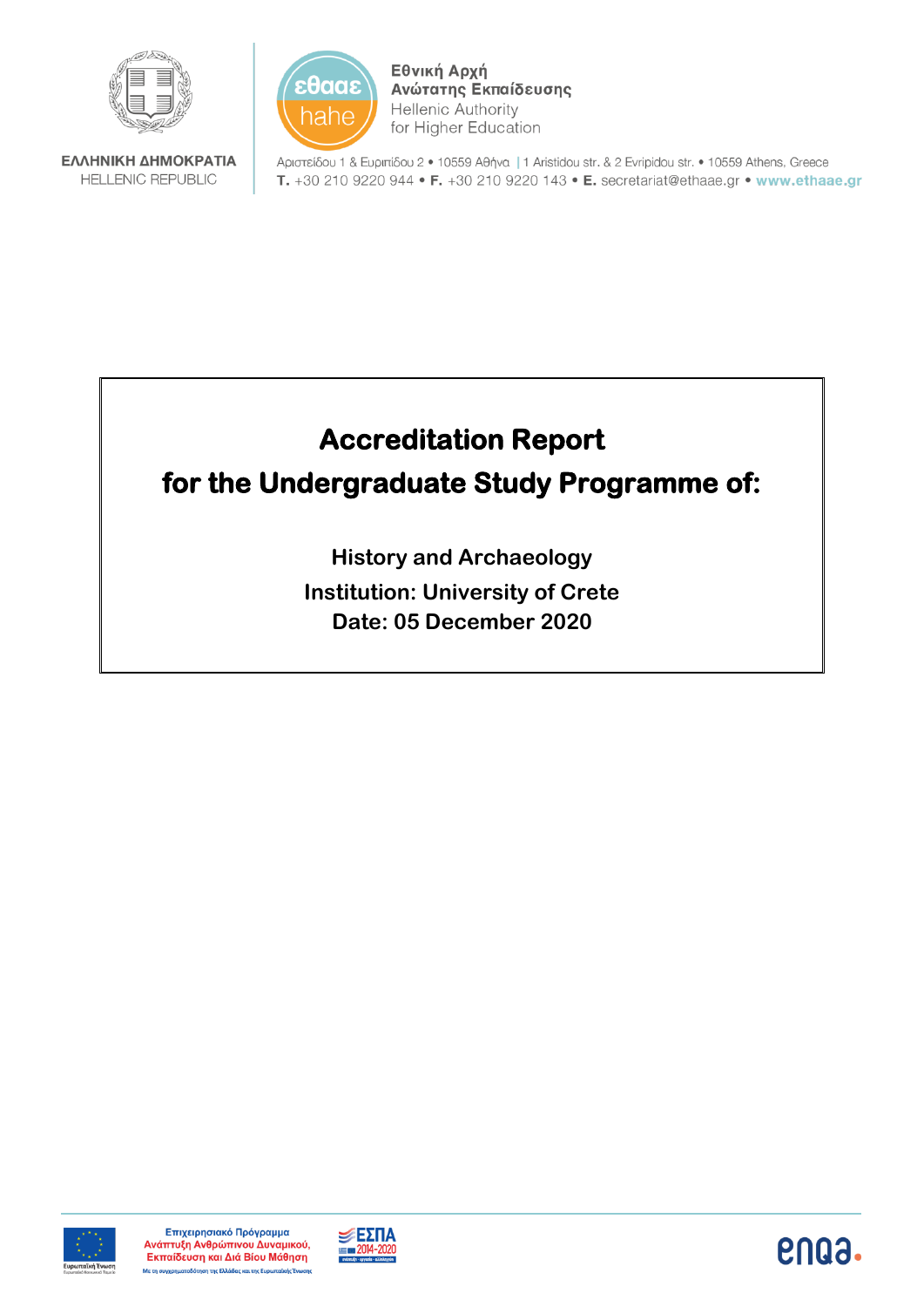ΕΛΛΗΝΙΚΗ ΔΗΜΟΚΡΑΤΙΑ
HELLENIC REPUBLIC

εθααε hahe

Εθνική Αρχή Ανώτατης Εκπαίδευσης
Hellenic Authority for Higher Education

Αριστείδου 1 & Ευριπίδου 2 • 10559 Αθήνα | 1 Aristidou str. & 2 Evripidou str. • 10559 Athens, Greece
**T.** +30 210 9220 944 • **F.** +30 210 9220 143 • **E.** secretariat@ethaae.gr • **www.ethaae.gr**

# Accreditation Report for the Undergraduate Study Programme of:

**History and Archaeology**

**Institution: University of Crete**

**Date: 05 December 2020**

Επιχειρησιακό Πρόγραμμα Ανάπτυξη Ανθρώπινου Δυναμικού, Εκπαίδευση και Διά Βίου Μάθηση

Με τη συγχρηματοδότηση της Ελλάδας και της Ευρωπαϊκής Ένωσης

ΕΣΠΑ 2014-2020

enqa.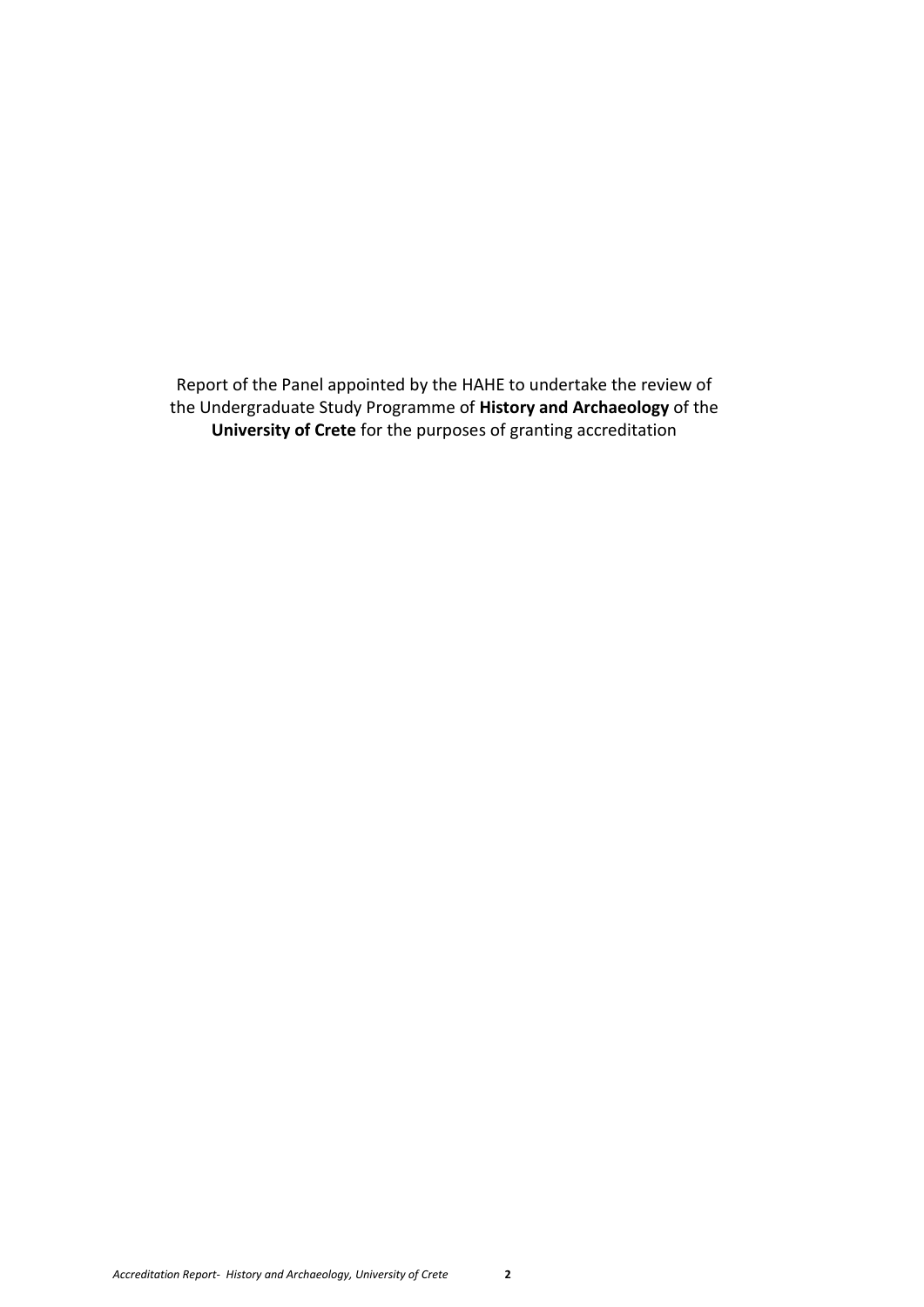Report of the Panel appointed by the HAHE to undertake the review of the Undergraduate Study Programme of **History and Archaeology** of the **University of Crete** for the purposes of granting accreditation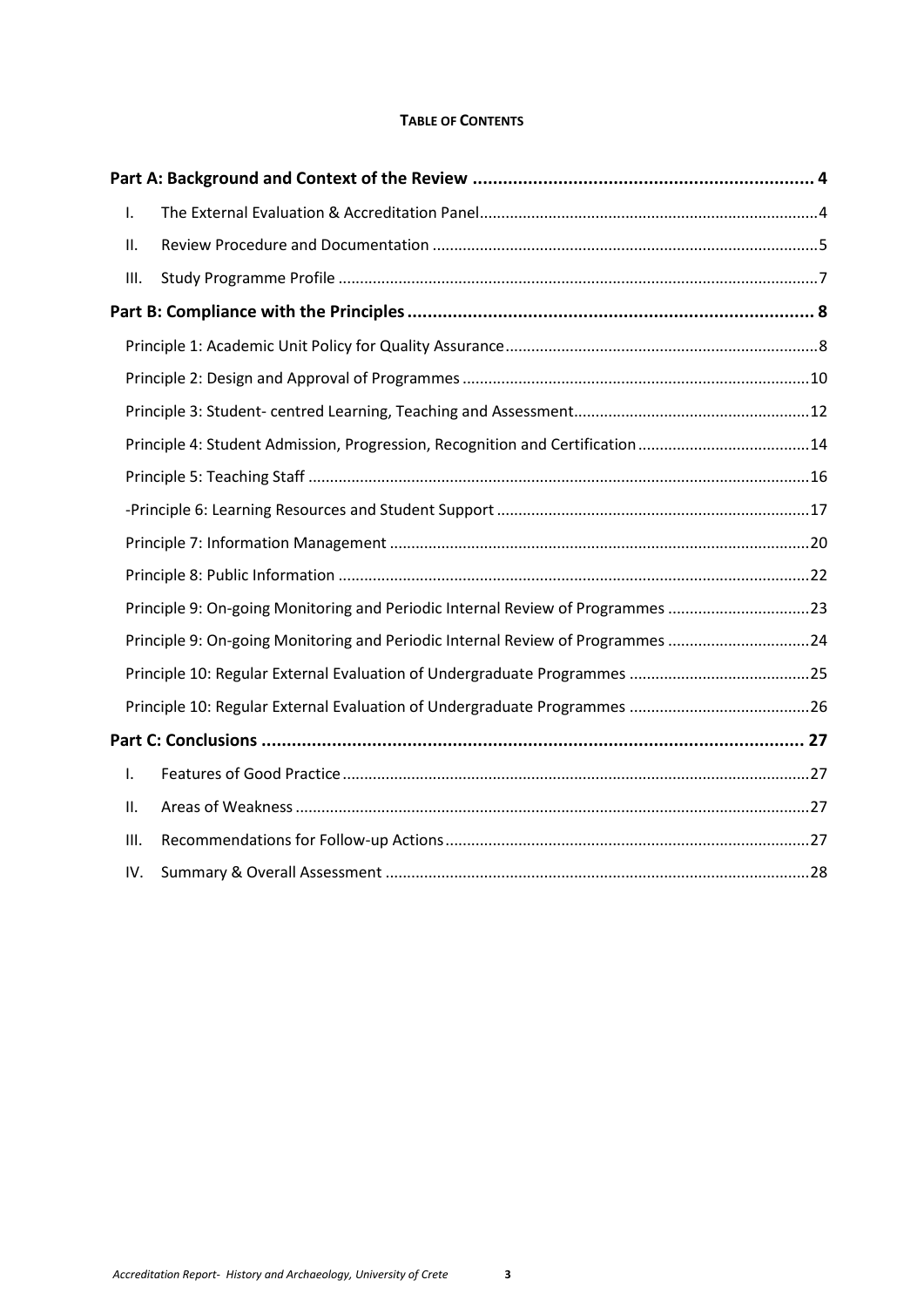**TABLE OF CONTENTS**

**Part A: Background and Context of the Review .................................................................... 4**

- I. The External Evaluation & Accreditation Panel..............................................................................4
- II. Review Procedure and Documentation .........................................................................................5
- III. Study Programme Profile ..............................................................................................................7

**Part B: Compliance with the Principles .................................................................................. 8**

- Principle 1: Academic Unit Policy for Quality Assurance........................................................................8
- Principle 2: Design and Approval of Programmes ................................................................................10
- Principle 3: Student- centred Learning, Teaching and Assessment.......................................................12
- Principle 4: Student Admission, Progression, Recognition and Certification ........................................14
- Principle 5: Teaching Staff ....................................................................................................................16
- -Principle 6: Learning Resources and Student Support .........................................................................17
- Principle 7: Information Management .................................................................................................20
- Principle 8: Public Information .............................................................................................................22
- Principle 9: On-going Monitoring and Periodic Internal Review of Programmes .................................23
- Principle 9: On-going Monitoring and Periodic Internal Review of Programmes .................................24
- Principle 10: Regular External Evaluation of Undergraduate Programmes ..........................................25
- Principle 10: Regular External Evaluation of Undergraduate Programmes ..........................................26

**Part C: Conclusions ............................................................................................................. 27**

- I. Features of Good Practice ............................................................................................................27
- II. Areas of Weakness .......................................................................................................................27
- III. Recommendations for Follow-up Actions ....................................................................................27
- IV. Summary & Overall Assessment ..................................................................................................28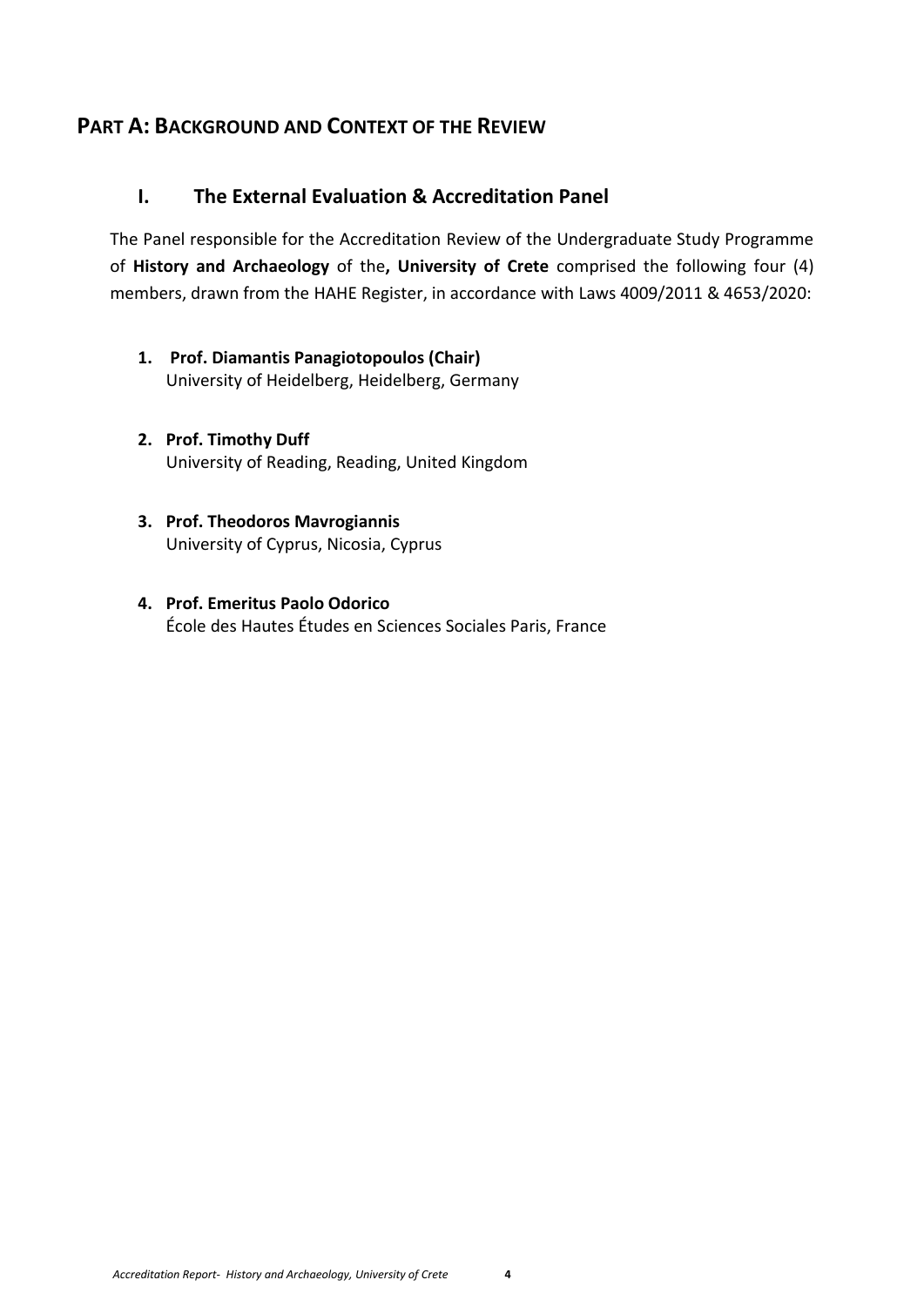# **PART A: BACKGROUND AND CONTEXT OF THE REVIEW**

## **I. The External Evaluation & Accreditation Panel**

The Panel responsible for the Accreditation Review of the Undergraduate Study Programme of **History and Archaeology** of the**, University of Crete** comprised the following four (4) members, drawn from the HAHE Register, in accordance with Laws 4009/2011 & 4653/2020:

1. **Prof. Diamantis Panagiotopoulos (Chair)**
   University of Heidelberg, Heidelberg, Germany

2. **Prof. Timothy Duff**
   University of Reading, Reading, United Kingdom

3. **Prof. Theodoros Mavrogiannis**
   University of Cyprus, Nicosia, Cyprus

4. **Prof. Emeritus Paolo Odorico**
   École des Hautes Études en Sciences Sociales Paris, France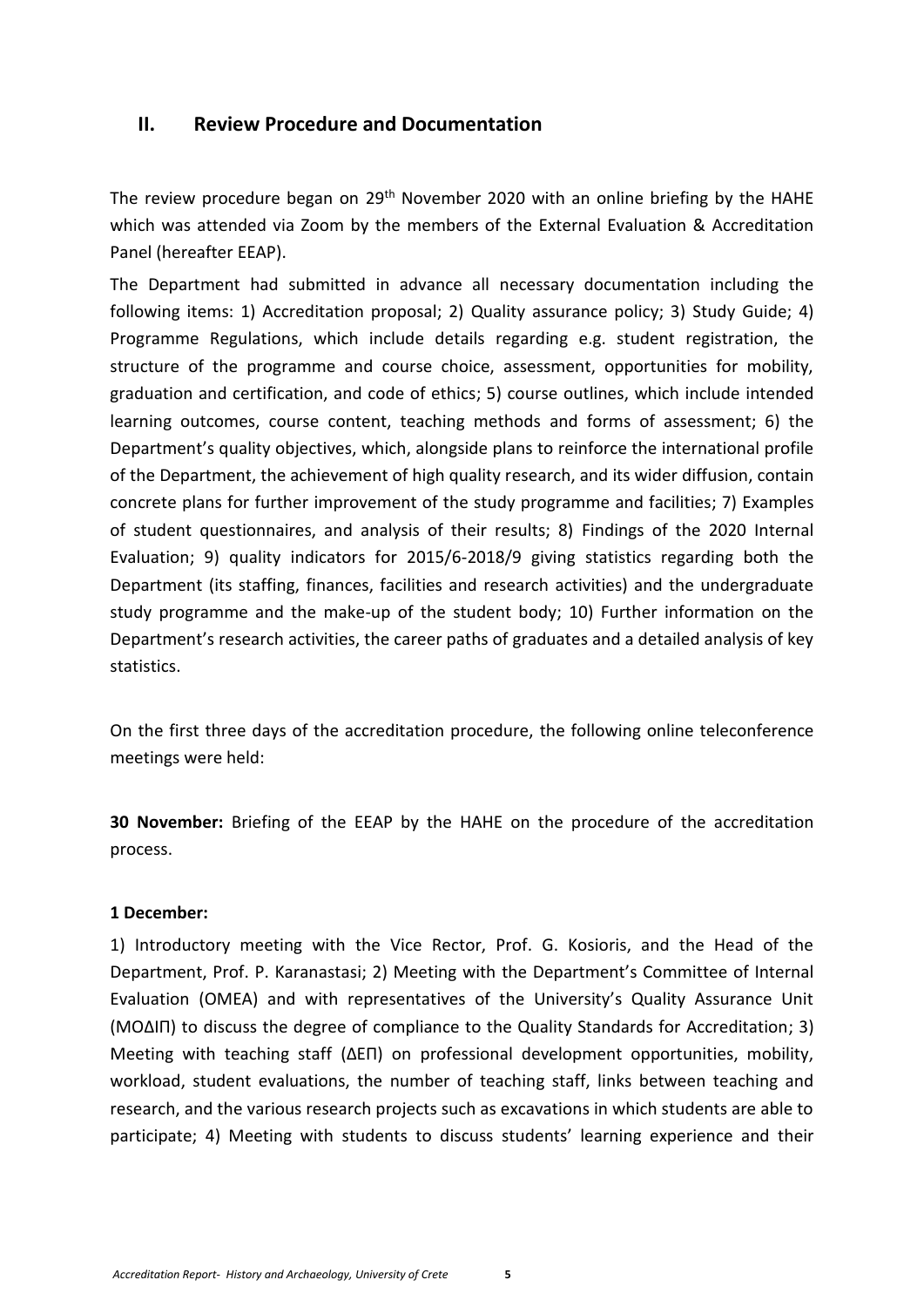## II. Review Procedure and Documentation

The review procedure began on 29th November 2020 with an online briefing by the HAHE which was attended via Zoom by the members of the External Evaluation & Accreditation Panel (hereafter EEAP).

The Department had submitted in advance all necessary documentation including the following items: 1) Accreditation proposal; 2) Quality assurance policy; 3) Study Guide; 4) Programme Regulations, which include details regarding e.g. student registration, the structure of the programme and course choice, assessment, opportunities for mobility, graduation and certification, and code of ethics; 5) course outlines, which include intended learning outcomes, course content, teaching methods and forms of assessment; 6) the Department's quality objectives, which, alongside plans to reinforce the international profile of the Department, the achievement of high quality research, and its wider diffusion, contain concrete plans for further improvement of the study programme and facilities; 7) Examples of student questionnaires, and analysis of their results; 8) Findings of the 2020 Internal Evaluation; 9) quality indicators for 2015/6-2018/9 giving statistics regarding both the Department (its staffing, finances, facilities and research activities) and the undergraduate study programme and the make-up of the student body; 10) Further information on the Department's research activities, the career paths of graduates and a detailed analysis of key statistics.

On the first three days of the accreditation procedure, the following online teleconference meetings were held:

**30 November:** Briefing of the EEAP by the HAHE on the procedure of the accreditation process.

**1 December:**

1) Introductory meeting with the Vice Rector, Prof. G. Kosioris, and the Head of the Department, Prof. P. Karanastasi; 2) Meeting with the Department's Committee of Internal Evaluation (OMEA) and with representatives of the University's Quality Assurance Unit (ΜΟΔΙΠ) to discuss the degree of compliance to the Quality Standards for Accreditation; 3) Meeting with teaching staff (ΔΕΠ) on professional development opportunities, mobility, workload, student evaluations, the number of teaching staff, links between teaching and research, and the various research projects such as excavations in which students are able to participate; 4) Meeting with students to discuss students' learning experience and their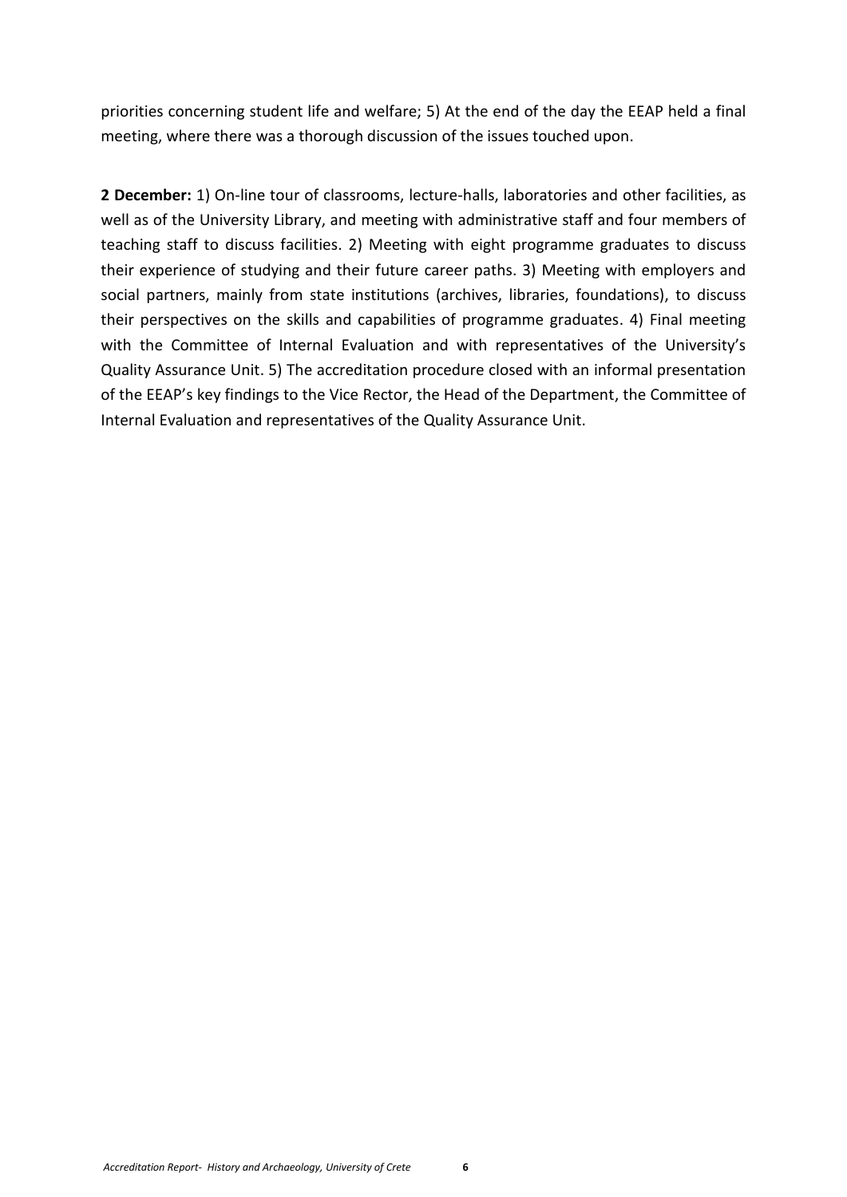priorities concerning student life and welfare; 5) At the end of the day the EEAP held a final meeting, where there was a thorough discussion of the issues touched upon.

**2 December:** 1) On-line tour of classrooms, lecture-halls, laboratories and other facilities, as well as of the University Library, and meeting with administrative staff and four members of teaching staff to discuss facilities. 2) Meeting with eight programme graduates to discuss their experience of studying and their future career paths. 3) Meeting with employers and social partners, mainly from state institutions (archives, libraries, foundations), to discuss their perspectives on the skills and capabilities of programme graduates. 4) Final meeting with the Committee of Internal Evaluation and with representatives of the University's Quality Assurance Unit. 5) The accreditation procedure closed with an informal presentation of the EEAP's key findings to the Vice Rector, the Head of the Department, the Committee of Internal Evaluation and representatives of the Quality Assurance Unit.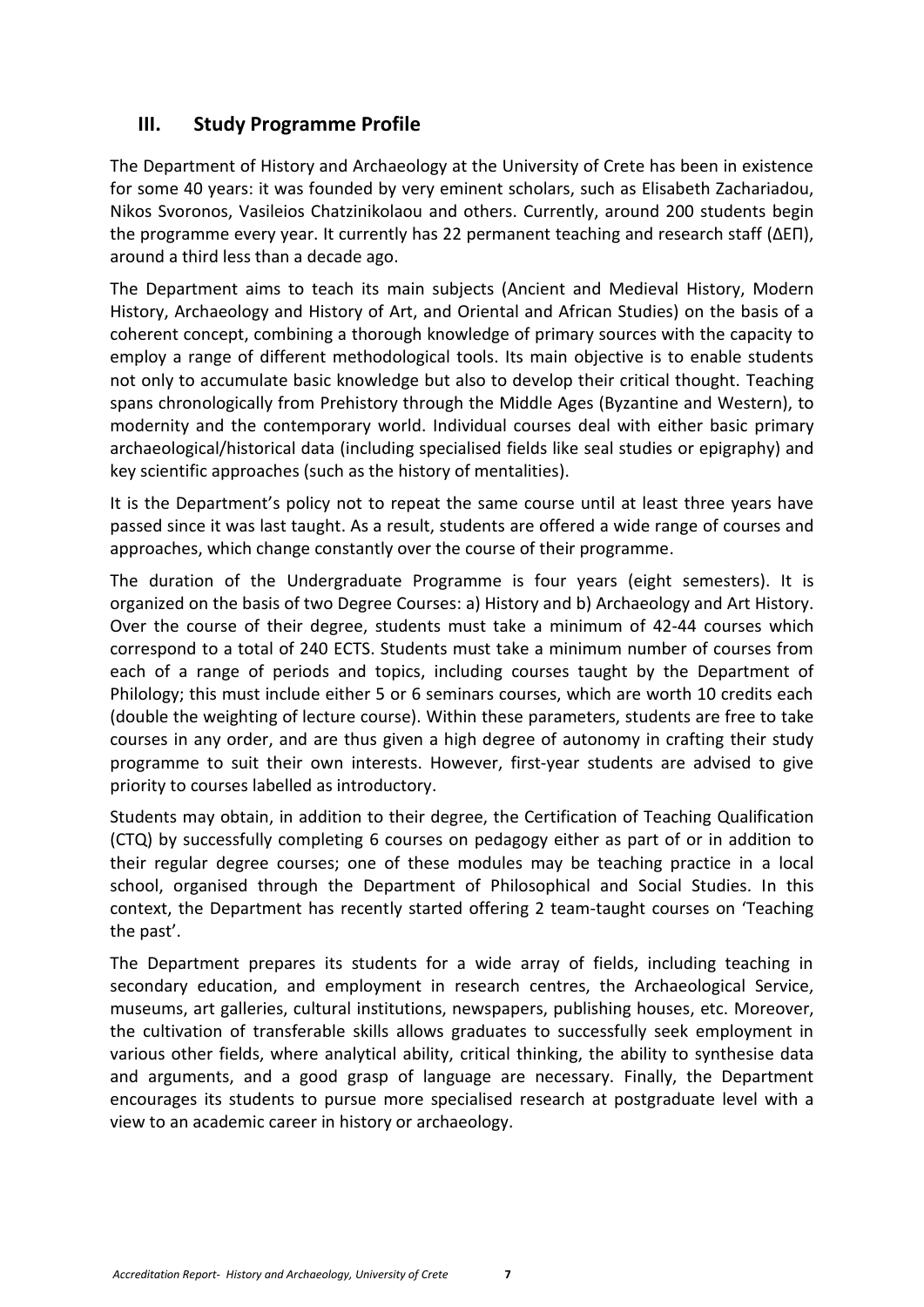## III. Study Programme Profile

The Department of History and Archaeology at the University of Crete has been in existence for some 40 years: it was founded by very eminent scholars, such as Elisabeth Zachariadou, Nikos Svoronos, Vasileios Chatzinikolaou and others. Currently, around 200 students begin the programme every year. It currently has 22 permanent teaching and research staff (ΔΕΠ), around a third less than a decade ago.

The Department aims to teach its main subjects (Ancient and Medieval History, Modern History, Archaeology and History of Art, and Oriental and African Studies) on the basis of a coherent concept, combining a thorough knowledge of primary sources with the capacity to employ a range of different methodological tools. Its main objective is to enable students not only to accumulate basic knowledge but also to develop their critical thought. Teaching spans chronologically from Prehistory through the Middle Ages (Byzantine and Western), to modernity and the contemporary world. Individual courses deal with either basic primary archaeological/historical data (including specialised fields like seal studies or epigraphy) and key scientific approaches (such as the history of mentalities).

It is the Department's policy not to repeat the same course until at least three years have passed since it was last taught. As a result, students are offered a wide range of courses and approaches, which change constantly over the course of their programme.

The duration of the Undergraduate Programme is four years (eight semesters). It is organized on the basis of two Degree Courses: a) History and b) Archaeology and Art History. Over the course of their degree, students must take a minimum of 42-44 courses which correspond to a total of 240 ECTS. Students must take a minimum number of courses from each of a range of periods and topics, including courses taught by the Department of Philology; this must include either 5 or 6 seminars courses, which are worth 10 credits each (double the weighting of lecture course). Within these parameters, students are free to take courses in any order, and are thus given a high degree of autonomy in crafting their study programme to suit their own interests. However, first-year students are advised to give priority to courses labelled as introductory.

Students may obtain, in addition to their degree, the Certification of Teaching Qualification (CTQ) by successfully completing 6 courses on pedagogy either as part of or in addition to their regular degree courses; one of these modules may be teaching practice in a local school, organised through the Department of Philosophical and Social Studies. In this context, the Department has recently started offering 2 team-taught courses on 'Teaching the past'.

The Department prepares its students for a wide array of fields, including teaching in secondary education, and employment in research centres, the Archaeological Service, museums, art galleries, cultural institutions, newspapers, publishing houses, etc. Moreover, the cultivation of transferable skills allows graduates to successfully seek employment in various other fields, where analytical ability, critical thinking, the ability to synthesise data and arguments, and a good grasp of language are necessary. Finally, the Department encourages its students to pursue more specialised research at postgraduate level with a view to an academic career in history or archaeology.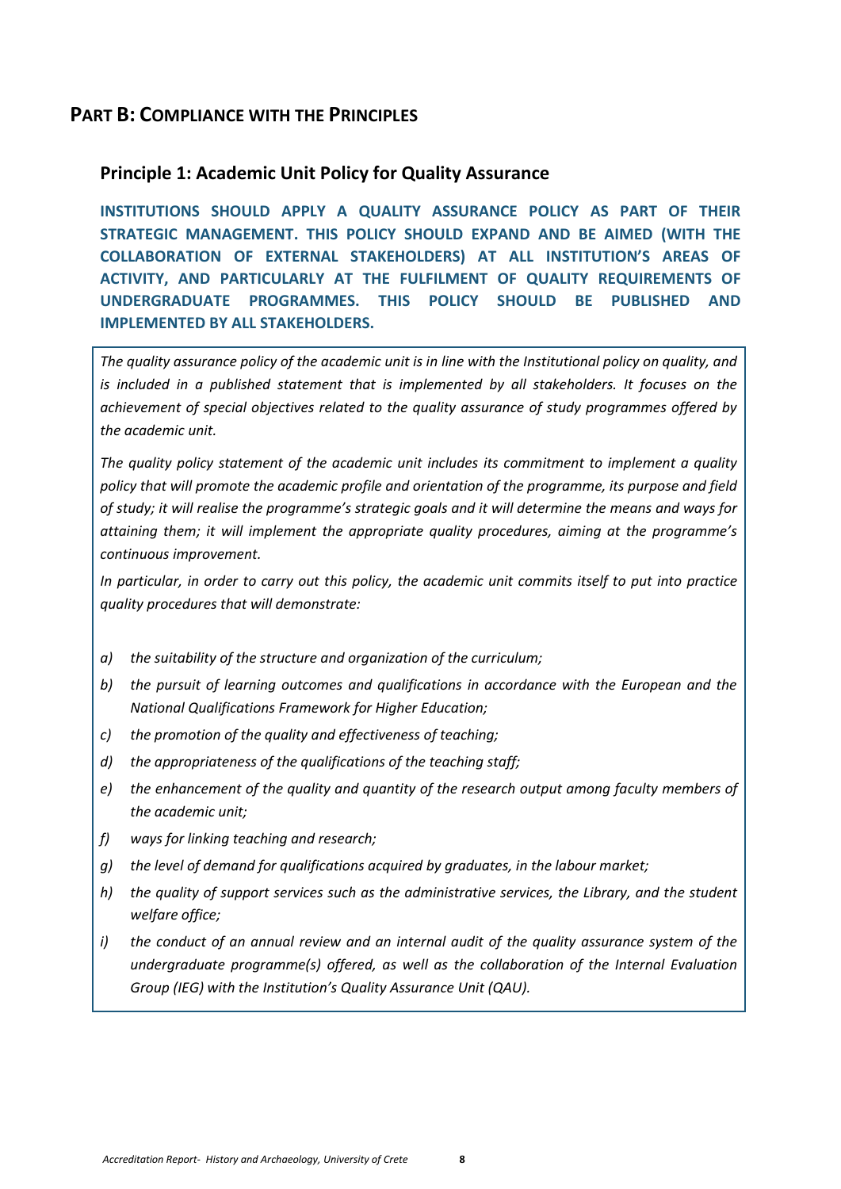## PART B: COMPLIANCE WITH THE PRINCIPLES

### Principle 1: Academic Unit Policy for Quality Assurance

**INSTITUTIONS SHOULD APPLY A QUALITY ASSURANCE POLICY AS PART OF THEIR STRATEGIC MANAGEMENT. THIS POLICY SHOULD EXPAND AND BE AIMED (WITH THE COLLABORATION OF EXTERNAL STAKEHOLDERS) AT ALL INSTITUTION'S AREAS OF ACTIVITY, AND PARTICULARLY AT THE FULFILMENT OF QUALITY REQUIREMENTS OF UNDERGRADUATE PROGRAMMES. THIS POLICY SHOULD BE PUBLISHED AND IMPLEMENTED BY ALL STAKEHOLDERS.**

*The quality assurance policy of the academic unit is in line with the Institutional policy on quality, and is included in a published statement that is implemented by all stakeholders. It focuses on the achievement of special objectives related to the quality assurance of study programmes offered by the academic unit.*

*The quality policy statement of the academic unit includes its commitment to implement a quality policy that will promote the academic profile and orientation of the programme, its purpose and field of study; it will realise the programme's strategic goals and it will determine the means and ways for attaining them; it will implement the appropriate quality procedures, aiming at the programme's continuous improvement.*

*In particular, in order to carry out this policy, the academic unit commits itself to put into practice quality procedures that will demonstrate:*

- *a) the suitability of the structure and organization of the curriculum;*
- *b) the pursuit of learning outcomes and qualifications in accordance with the European and the National Qualifications Framework for Higher Education;*
- *c) the promotion of the quality and effectiveness of teaching;*
- *d) the appropriateness of the qualifications of the teaching staff;*
- *e) the enhancement of the quality and quantity of the research output among faculty members of the academic unit;*
- *f) ways for linking teaching and research;*
- *g) the level of demand for qualifications acquired by graduates, in the labour market;*
- *h) the quality of support services such as the administrative services, the Library, and the student welfare office;*
- *i) the conduct of an annual review and an internal audit of the quality assurance system of the undergraduate programme(s) offered, as well as the collaboration of the Internal Evaluation Group (IEG) with the Institution's Quality Assurance Unit (QAU).*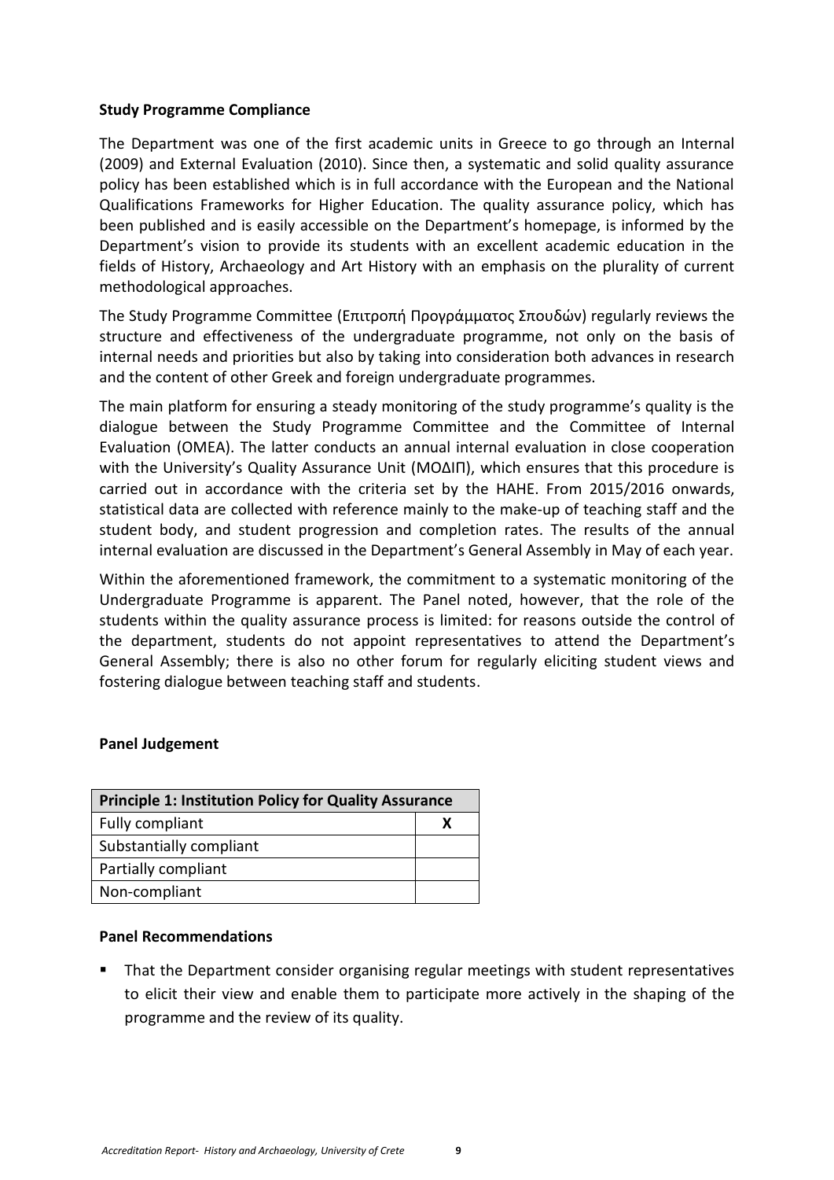**Study Programme Compliance**

The Department was one of the first academic units in Greece to go through an Internal (2009) and External Evaluation (2010). Since then, a systematic and solid quality assurance policy has been established which is in full accordance with the European and the National Qualifications Frameworks for Higher Education. The quality assurance policy, which has been published and is easily accessible on the Department's homepage, is informed by the Department's vision to provide its students with an excellent academic education in the fields of History, Archaeology and Art History with an emphasis on the plurality of current methodological approaches.

The Study Programme Committee (Επιτροπή Προγράμματος Σπουδών) regularly reviews the structure and effectiveness of the undergraduate programme, not only on the basis of internal needs and priorities but also by taking into consideration both advances in research and the content of other Greek and foreign undergraduate programmes.

The main platform for ensuring a steady monitoring of the study programme's quality is the dialogue between the Study Programme Committee and the Committee of Internal Evaluation (ΟΜΕΑ). The latter conducts an annual internal evaluation in close cooperation with the University's Quality Assurance Unit (ΜΟΔΙΠ), which ensures that this procedure is carried out in accordance with the criteria set by the HAHE. From 2015/2016 onwards, statistical data are collected with reference mainly to the make-up of teaching staff and the student body, and student progression and completion rates. The results of the annual internal evaluation are discussed in the Department's General Assembly in May of each year.

Within the aforementioned framework, the commitment to a systematic monitoring of the Undergraduate Programme is apparent. The Panel noted, however, that the role of the students within the quality assurance process is limited: for reasons outside the control of the department, students do not appoint representatives to attend the Department's General Assembly; there is also no other forum for regularly eliciting student views and fostering dialogue between teaching staff and students.

**Panel Judgement**

| Principle 1: Institution Policy for Quality Assurance | |
|---|---|
| Fully compliant | X |
| Substantially compliant | |
| Partially compliant | |
| Non-compliant | |

**Panel Recommendations**

- That the Department consider organising regular meetings with student representatives to elicit their view and enable them to participate more actively in the shaping of the programme and the review of its quality.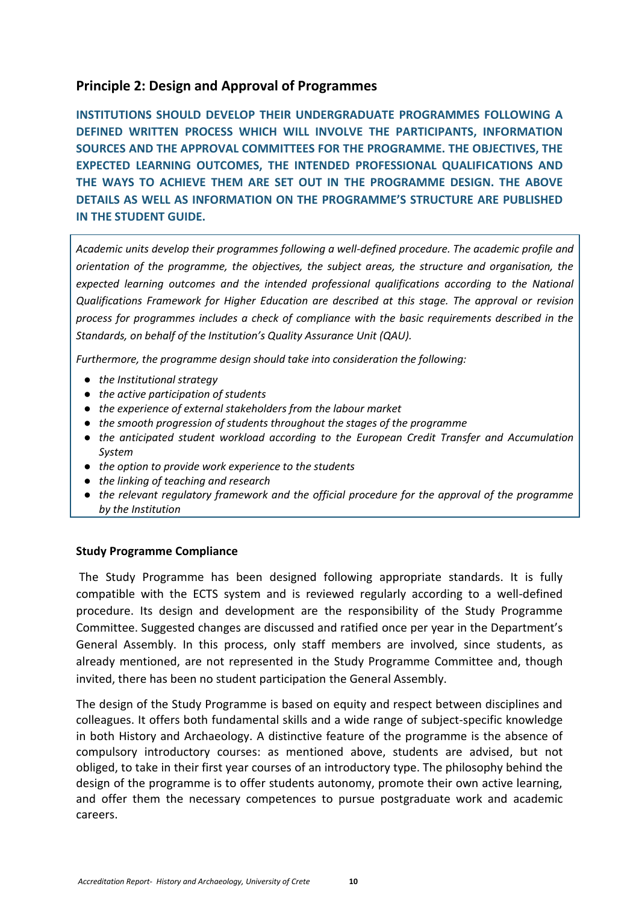## Principle 2: Design and Approval of Programmes

**INSTITUTIONS SHOULD DEVELOP THEIR UNDERGRADUATE PROGRAMMES FOLLOWING A DEFINED WRITTEN PROCESS WHICH WILL INVOLVE THE PARTICIPANTS, INFORMATION SOURCES AND THE APPROVAL COMMITTEES FOR THE PROGRAMME. THE OBJECTIVES, THE EXPECTED LEARNING OUTCOMES, THE INTENDED PROFESSIONAL QUALIFICATIONS AND THE WAYS TO ACHIEVE THEM ARE SET OUT IN THE PROGRAMME DESIGN. THE ABOVE DETAILS AS WELL AS INFORMATION ON THE PROGRAMME'S STRUCTURE ARE PUBLISHED IN THE STUDENT GUIDE.**

*Academic units develop their programmes following a well-defined procedure. The academic profile and orientation of the programme, the objectives, the subject areas, the structure and organisation, the expected learning outcomes and the intended professional qualifications according to the National Qualifications Framework for Higher Education are described at this stage. The approval or revision process for programmes includes a check of compliance with the basic requirements described in the Standards, on behalf of the Institution's Quality Assurance Unit (QAU).*

*Furthermore, the programme design should take into consideration the following:*

- *the Institutional strategy*
- *the active participation of students*
- *the experience of external stakeholders from the labour market*
- *the smooth progression of students throughout the stages of the programme*
- *the anticipated student workload according to the European Credit Transfer and Accumulation System*
- *the option to provide work experience to the students*
- *the linking of teaching and research*
- *the relevant regulatory framework and the official procedure for the approval of the programme by the Institution*

**Study Programme Compliance**

The Study Programme has been designed following appropriate standards. It is fully compatible with the ECTS system and is reviewed regularly according to a well-defined procedure. Its design and development are the responsibility of the Study Programme Committee. Suggested changes are discussed and ratified once per year in the Department's General Assembly. In this process, only staff members are involved, since students, as already mentioned, are not represented in the Study Programme Committee and, though invited, there has been no student participation the General Assembly.

The design of the Study Programme is based on equity and respect between disciplines and colleagues. It offers both fundamental skills and a wide range of subject-specific knowledge in both History and Archaeology. A distinctive feature of the programme is the absence of compulsory introductory courses: as mentioned above, students are advised, but not obliged, to take in their first year courses of an introductory type. The philosophy behind the design of the programme is to offer students autonomy, promote their own active learning, and offer them the necessary competences to pursue postgraduate work and academic careers.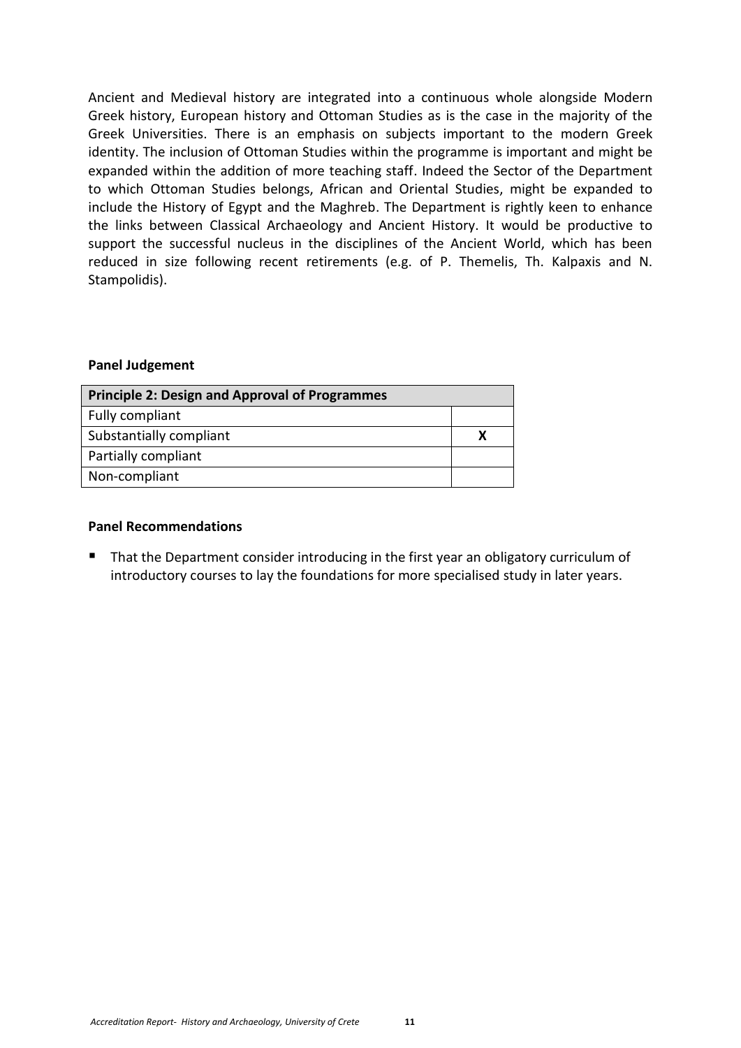Ancient and Medieval history are integrated into a continuous whole alongside Modern Greek history, European history and Ottoman Studies as is the case in the majority of the Greek Universities. There is an emphasis on subjects important to the modern Greek identity. The inclusion of Ottoman Studies within the programme is important and might be expanded within the addition of more teaching staff. Indeed the Sector of the Department to which Ottoman Studies belongs, African and Oriental Studies, might be expanded to include the History of Egypt and the Maghreb. The Department is rightly keen to enhance the links between Classical Archaeology and Ancient History. It would be productive to support the successful nucleus in the disciplines of the Ancient World, which has been reduced in size following recent retirements (e.g. of P. Themelis, Th. Kalpaxis and N. Stampolidis).

**Panel Judgement**

| Principle 2: Design and Approval of Programmes | |
|---|---|
| Fully compliant | |
| Substantially compliant | X |
| Partially compliant | |
| Non-compliant | |

**Panel Recommendations**

- That the Department consider introducing in the first year an obligatory curriculum of introductory courses to lay the foundations for more specialised study in later years.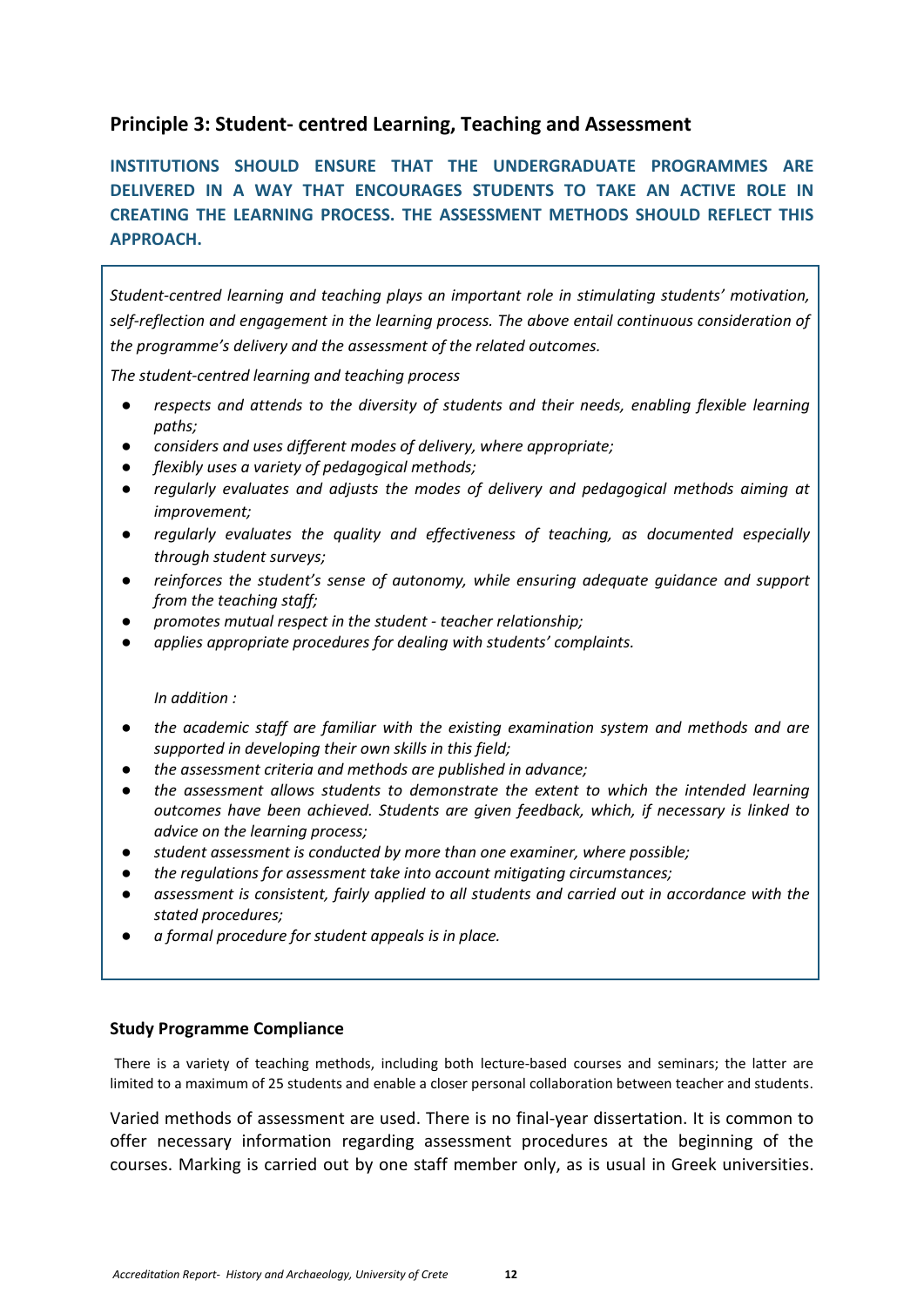## Principle 3: Student- centred Learning, Teaching and Assessment

**INSTITUTIONS SHOULD ENSURE THAT THE UNDERGRADUATE PROGRAMMES ARE DELIVERED IN A WAY THAT ENCOURAGES STUDENTS TO TAKE AN ACTIVE ROLE IN CREATING THE LEARNING PROCESS. THE ASSESSMENT METHODS SHOULD REFLECT THIS APPROACH.**

*Student-centred learning and teaching plays an important role in stimulating students' motivation, self-reflection and engagement in the learning process. The above entail continuous consideration of the programme's delivery and the assessment of the related outcomes.*

*The student-centred learning and teaching process*

- *respects and attends to the diversity of students and their needs, enabling flexible learning paths;*
- *considers and uses different modes of delivery, where appropriate;*
- *flexibly uses a variety of pedagogical methods;*
- *regularly evaluates and adjusts the modes of delivery and pedagogical methods aiming at improvement;*
- *regularly evaluates the quality and effectiveness of teaching, as documented especially through student surveys;*
- *reinforces the student's sense of autonomy, while ensuring adequate guidance and support from the teaching staff;*
- *promotes mutual respect in the student - teacher relationship;*
- *applies appropriate procedures for dealing with students' complaints.*

*In addition :*

- *the academic staff are familiar with the existing examination system and methods and are supported in developing their own skills in this field;*
- *the assessment criteria and methods are published in advance;*
- *the assessment allows students to demonstrate the extent to which the intended learning outcomes have been achieved. Students are given feedback, which, if necessary is linked to advice on the learning process;*
- *student assessment is conducted by more than one examiner, where possible;*
- *the regulations for assessment take into account mitigating circumstances;*
- *assessment is consistent, fairly applied to all students and carried out in accordance with the stated procedures;*
- *a formal procedure for student appeals is in place.*

### Study Programme Compliance

There is a variety of teaching methods, including both lecture-based courses and seminars; the latter are limited to a maximum of 25 students and enable a closer personal collaboration between teacher and students.

Varied methods of assessment are used. There is no final-year dissertation. It is common to offer necessary information regarding assessment procedures at the beginning of the courses. Marking is carried out by one staff member only, as is usual in Greek universities.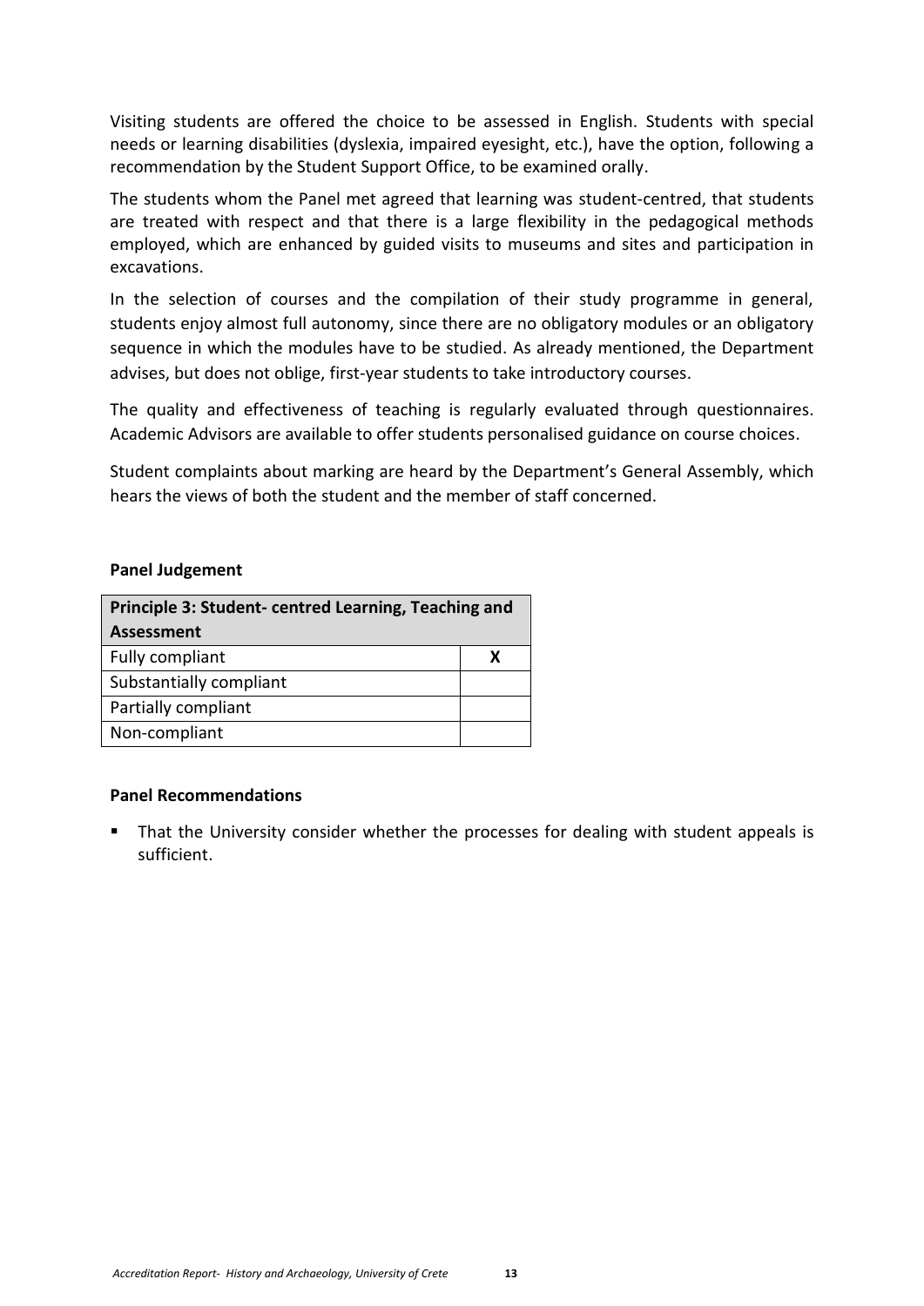Visiting students are offered the choice to be assessed in English. Students with special needs or learning disabilities (dyslexia, impaired eyesight, etc.), have the option, following a recommendation by the Student Support Office, to be examined orally.

The students whom the Panel met agreed that learning was student-centred, that students are treated with respect and that there is a large flexibility in the pedagogical methods employed, which are enhanced by guided visits to museums and sites and participation in excavations.

In the selection of courses and the compilation of their study programme in general, students enjoy almost full autonomy, since there are no obligatory modules or an obligatory sequence in which the modules have to be studied. As already mentioned, the Department advises, but does not oblige, first-year students to take introductory courses.

The quality and effectiveness of teaching is regularly evaluated through questionnaires. Academic Advisors are available to offer students personalised guidance on course choices.

Student complaints about marking are heard by the Department's General Assembly, which hears the views of both the student and the member of staff concerned.

**Panel Judgement**

| **Principle 3: Student- centred Learning, Teaching and Assessment** | |
|---|---|
| Fully compliant | **X** |
| Substantially compliant | |
| Partially compliant | |
| Non-compliant | |

**Panel Recommendations**

- That the University consider whether the processes for dealing with student appeals is sufficient.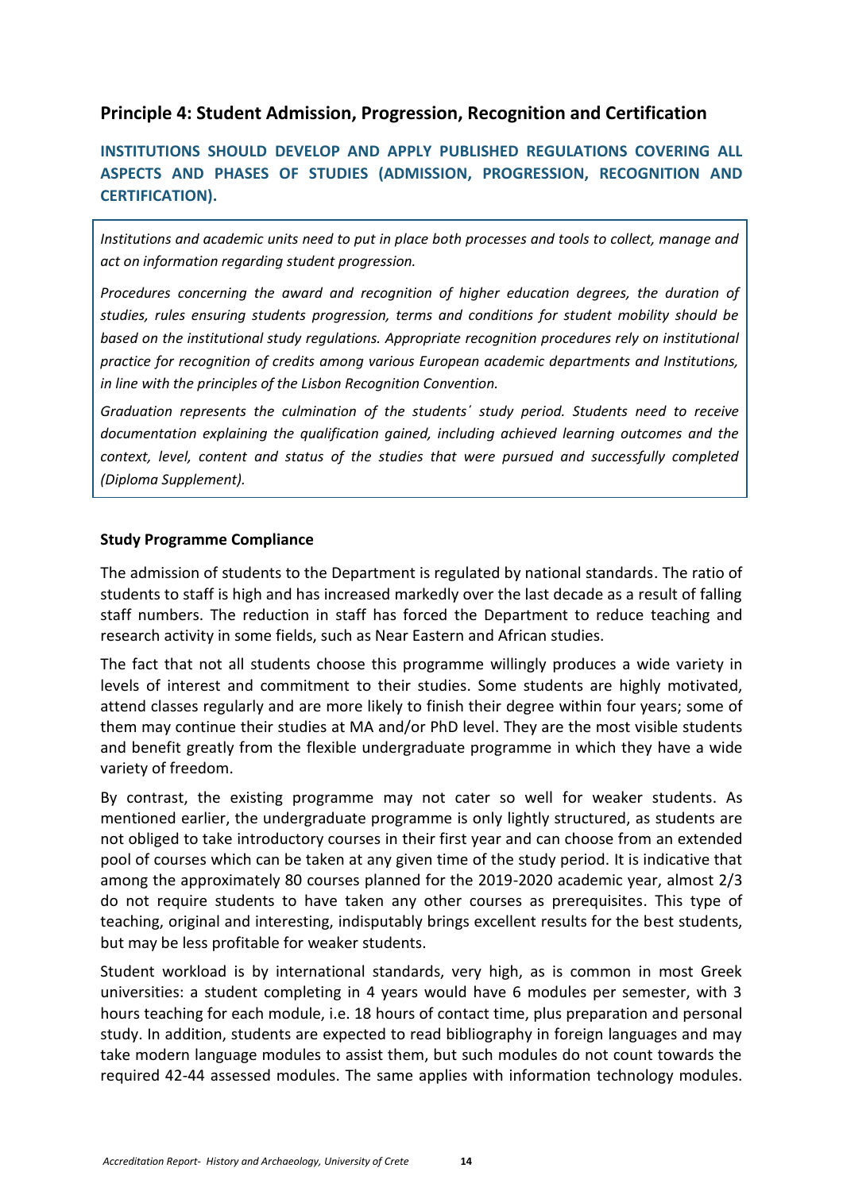## Principle 4: Student Admission, Progression, Recognition and Certification

**INSTITUTIONS SHOULD DEVELOP AND APPLY PUBLISHED REGULATIONS COVERING ALL ASPECTS AND PHASES OF STUDIES (ADMISSION, PROGRESSION, RECOGNITION AND CERTIFICATION).**

*Institutions and academic units need to put in place both processes and tools to collect, manage and act on information regarding student progression.*

*Procedures concerning the award and recognition of higher education degrees, the duration of studies, rules ensuring students progression, terms and conditions for student mobility should be based on the institutional study regulations. Appropriate recognition procedures rely on institutional practice for recognition of credits among various European academic departments and Institutions, in line with the principles of the Lisbon Recognition Convention.*

*Graduation represents the culmination of the students΄ study period. Students need to receive documentation explaining the qualification gained, including achieved learning outcomes and the context, level, content and status of the studies that were pursued and successfully completed (Diploma Supplement).*

### Study Programme Compliance

The admission of students to the Department is regulated by national standards. The ratio of students to staff is high and has increased markedly over the last decade as a result of falling staff numbers. The reduction in staff has forced the Department to reduce teaching and research activity in some fields, such as Near Eastern and African studies.

The fact that not all students choose this programme willingly produces a wide variety in levels of interest and commitment to their studies. Some students are highly motivated, attend classes regularly and are more likely to finish their degree within four years; some of them may continue their studies at MA and/or PhD level. They are the most visible students and benefit greatly from the flexible undergraduate programme in which they have a wide variety of freedom.

By contrast, the existing programme may not cater so well for weaker students. As mentioned earlier, the undergraduate programme is only lightly structured, as students are not obliged to take introductory courses in their first year and can choose from an extended pool of courses which can be taken at any given time of the study period. It is indicative that among the approximately 80 courses planned for the 2019-2020 academic year, almost 2/3 do not require students to have taken any other courses as prerequisites. This type of teaching, original and interesting, indisputably brings excellent results for the best students, but may be less profitable for weaker students.

Student workload is by international standards, very high, as is common in most Greek universities: a student completing in 4 years would have 6 modules per semester, with 3 hours teaching for each module, i.e. 18 hours of contact time, plus preparation and personal study. In addition, students are expected to read bibliography in foreign languages and may take modern language modules to assist them, but such modules do not count towards the required 42-44 assessed modules. The same applies with information technology modules.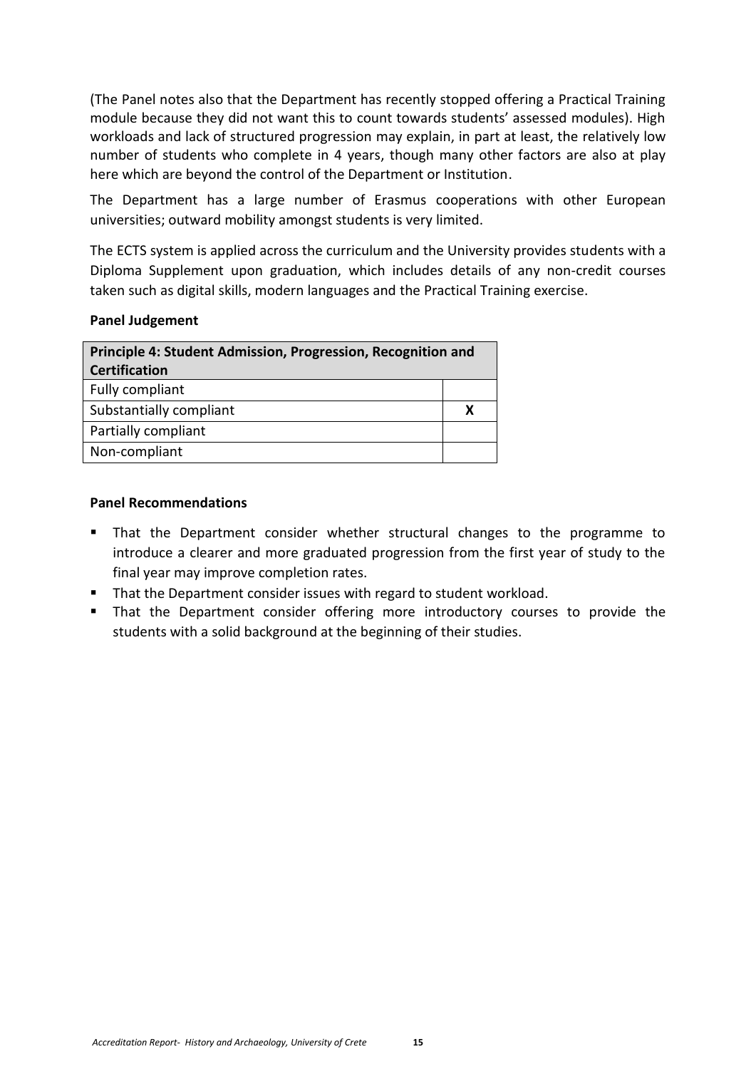(The Panel notes also that the Department has recently stopped offering a Practical Training module because they did not want this to count towards students' assessed modules). High workloads and lack of structured progression may explain, in part at least, the relatively low number of students who complete in 4 years, though many other factors are also at play here which are beyond the control of the Department or Institution.

The Department has a large number of Erasmus cooperations with other European universities; outward mobility amongst students is very limited.

The ECTS system is applied across the curriculum and the University provides students with a Diploma Supplement upon graduation, which includes details of any non-credit courses taken such as digital skills, modern languages and the Practical Training exercise.

**Panel Judgement**

| **Principle 4: Student Admission, Progression, Recognition and Certification** | |
|---|---|
| Fully compliant | |
| Substantially compliant | **X** |
| Partially compliant | |
| Non-compliant | |

**Panel Recommendations**

- That the Department consider whether structural changes to the programme to introduce a clearer and more graduated progression from the first year of study to the final year may improve completion rates.
- That the Department consider issues with regard to student workload.
- That the Department consider offering more introductory courses to provide the students with a solid background at the beginning of their studies.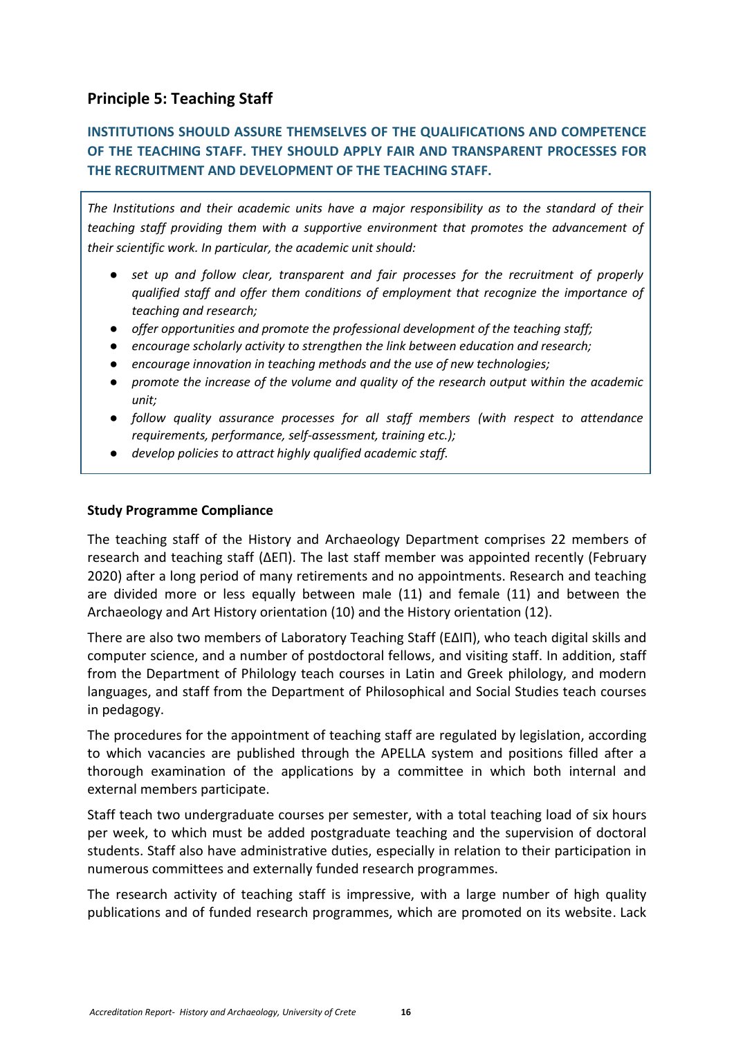## Principle 5: Teaching Staff

### INSTITUTIONS SHOULD ASSURE THEMSELVES OF THE QUALIFICATIONS AND COMPETENCE OF THE TEACHING STAFF. THEY SHOULD APPLY FAIR AND TRANSPARENT PROCESSES FOR THE RECRUITMENT AND DEVELOPMENT OF THE TEACHING STAFF.

*The Institutions and their academic units have a major responsibility as to the standard of their teaching staff providing them with a supportive environment that promotes the advancement of their scientific work. In particular, the academic unit should:*

- *set up and follow clear, transparent and fair processes for the recruitment of properly qualified staff and offer them conditions of employment that recognize the importance of teaching and research;*
- *offer opportunities and promote the professional development of the teaching staff;*
- *encourage scholarly activity to strengthen the link between education and research;*
- *encourage innovation in teaching methods and the use of new technologies;*
- *promote the increase of the volume and quality of the research output within the academic unit;*
- *follow quality assurance processes for all staff members (with respect to attendance requirements, performance, self-assessment, training etc.);*
- *develop policies to attract highly qualified academic staff.*

**Study Programme Compliance**

The teaching staff of the History and Archaeology Department comprises 22 members of research and teaching staff (ΔΕΠ). The last staff member was appointed recently (February 2020) after a long period of many retirements and no appointments. Research and teaching are divided more or less equally between male (11) and female (11) and between the Archaeology and Art History orientation (10) and the History orientation (12).

There are also two members of Laboratory Teaching Staff (ΕΔΙΠ), who teach digital skills and computer science, and a number of postdoctoral fellows, and visiting staff. In addition, staff from the Department of Philology teach courses in Latin and Greek philology, and modern languages, and staff from the Department of Philosophical and Social Studies teach courses in pedagogy.

The procedures for the appointment of teaching staff are regulated by legislation, according to which vacancies are published through the APELLA system and positions filled after a thorough examination of the applications by a committee in which both internal and external members participate.

Staff teach two undergraduate courses per semester, with a total teaching load of six hours per week, to which must be added postgraduate teaching and the supervision of doctoral students. Staff also have administrative duties, especially in relation to their participation in numerous committees and externally funded research programmes.

The research activity of teaching staff is impressive, with a large number of high quality publications and of funded research programmes, which are promoted on its website. Lack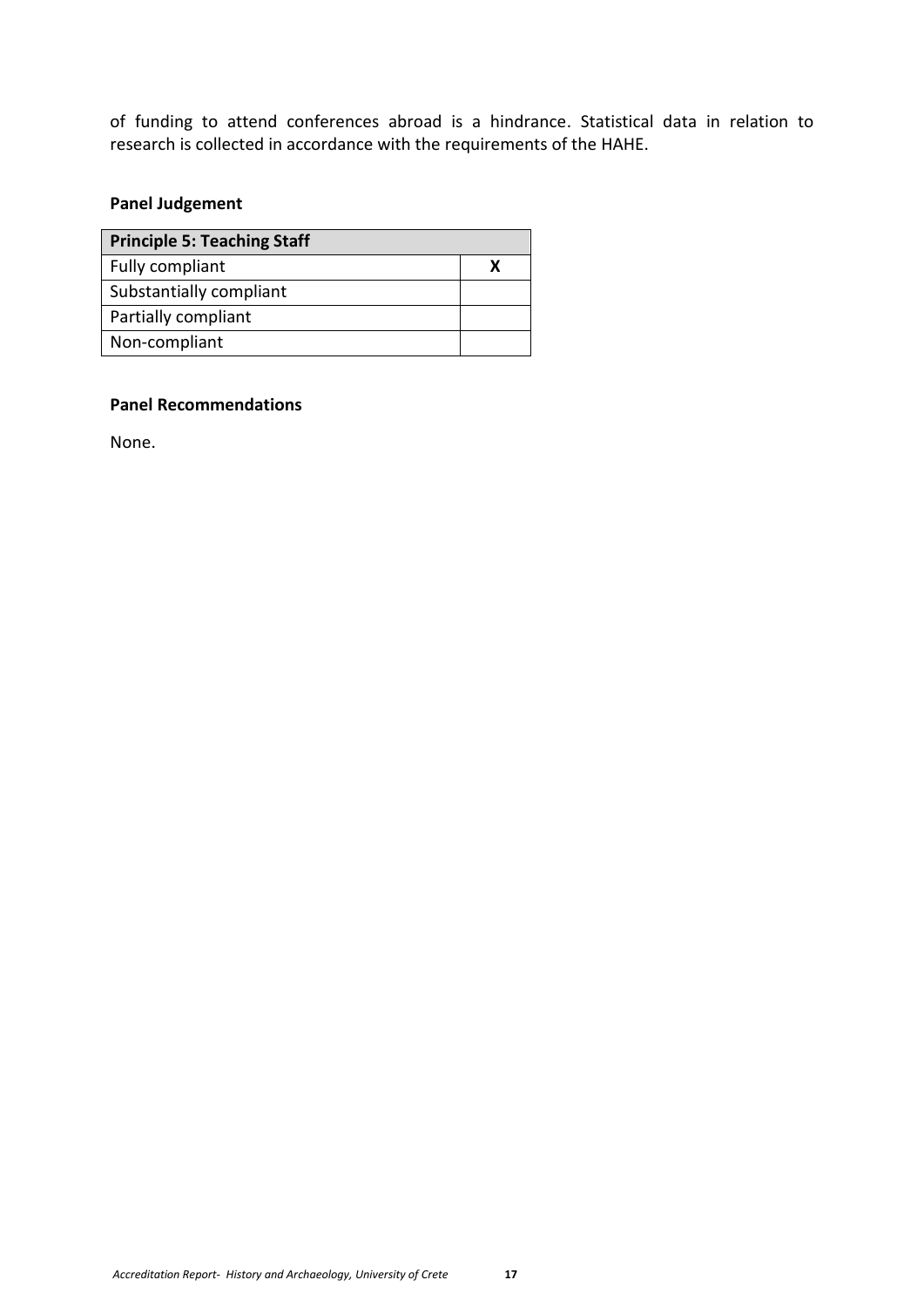of funding to attend conferences abroad is a hindrance. Statistical data in relation to research is collected in accordance with the requirements of the HAHE.

**Panel Judgement**

| Principle 5: Teaching Staff | |
|---|---|
| Fully compliant | X |
| Substantially compliant | |
| Partially compliant | |
| Non-compliant | |

**Panel Recommendations**

None.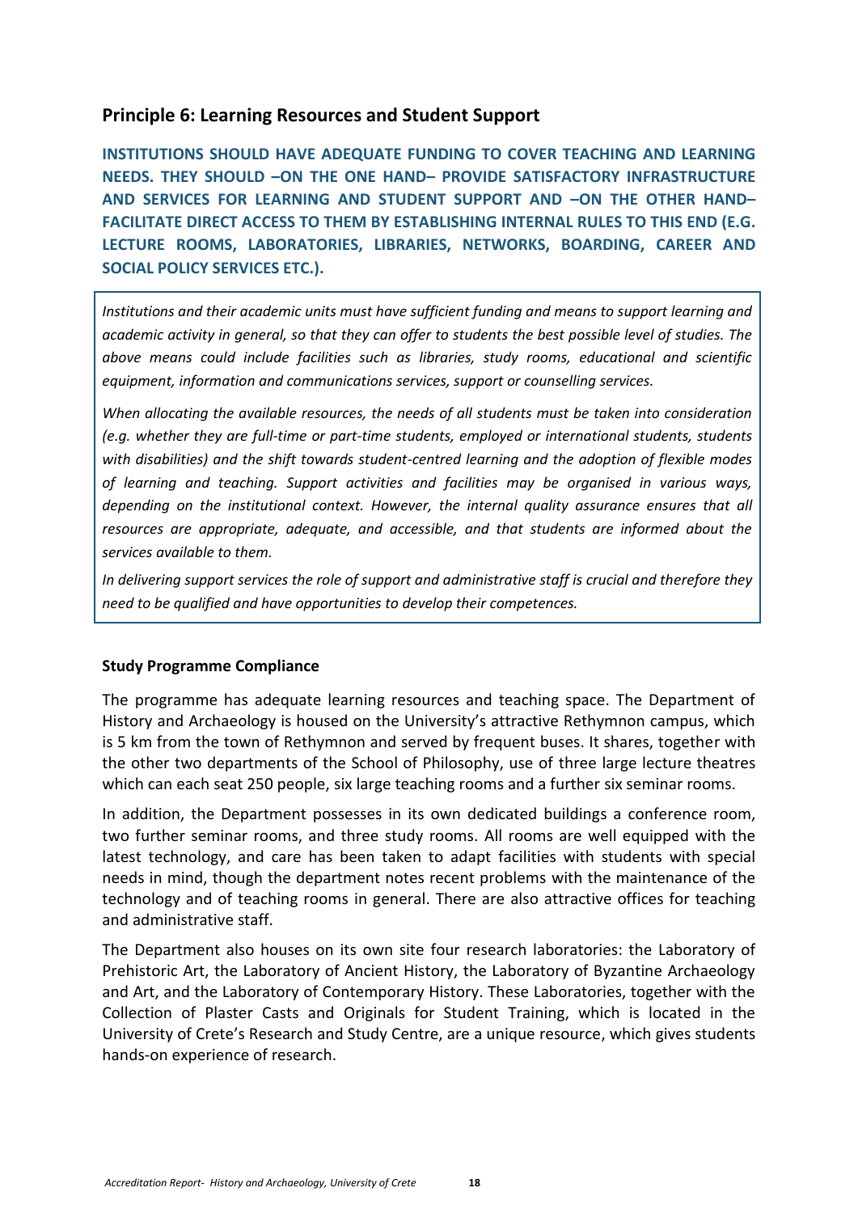## Principle 6: Learning Resources and Student Support

**INSTITUTIONS SHOULD HAVE ADEQUATE FUNDING TO COVER TEACHING AND LEARNING NEEDS. THEY SHOULD –ON THE ONE HAND– PROVIDE SATISFACTORY INFRASTRUCTURE AND SERVICES FOR LEARNING AND STUDENT SUPPORT AND –ON THE OTHER HAND– FACILITATE DIRECT ACCESS TO THEM BY ESTABLISHING INTERNAL RULES TO THIS END (E.G. LECTURE ROOMS, LABORATORIES, LIBRARIES, NETWORKS, BOARDING, CAREER AND SOCIAL POLICY SERVICES ETC.).**

*Institutions and their academic units must have sufficient funding and means to support learning and academic activity in general, so that they can offer to students the best possible level of studies. The above means could include facilities such as libraries, study rooms, educational and scientific equipment, information and communications services, support or counselling services.*

*When allocating the available resources, the needs of all students must be taken into consideration (e.g. whether they are full-time or part-time students, employed or international students, students with disabilities) and the shift towards student-centred learning and the adoption of flexible modes of learning and teaching. Support activities and facilities may be organised in various ways, depending on the institutional context. However, the internal quality assurance ensures that all resources are appropriate, adequate, and accessible, and that students are informed about the services available to them.*

*In delivering support services the role of support and administrative staff is crucial and therefore they need to be qualified and have opportunities to develop their competences.*

**Study Programme Compliance**

The programme has adequate learning resources and teaching space. The Department of History and Archaeology is housed on the University's attractive Rethymnon campus, which is 5 km from the town of Rethymnon and served by frequent buses. It shares, together with the other two departments of the School of Philosophy, use of three large lecture theatres which can each seat 250 people, six large teaching rooms and a further six seminar rooms.

In addition, the Department possesses in its own dedicated buildings a conference room, two further seminar rooms, and three study rooms. All rooms are well equipped with the latest technology, and care has been taken to adapt facilities with students with special needs in mind, though the department notes recent problems with the maintenance of the technology and of teaching rooms in general. There are also attractive offices for teaching and administrative staff.

The Department also houses on its own site four research laboratories: the Laboratory of Prehistoric Art, the Laboratory of Ancient History, the Laboratory of Byzantine Archaeology and Art, and the Laboratory of Contemporary History. These Laboratories, together with the Collection of Plaster Casts and Originals for Student Training, which is located in the University of Crete's Research and Study Centre, are a unique resource, which gives students hands-on experience of research.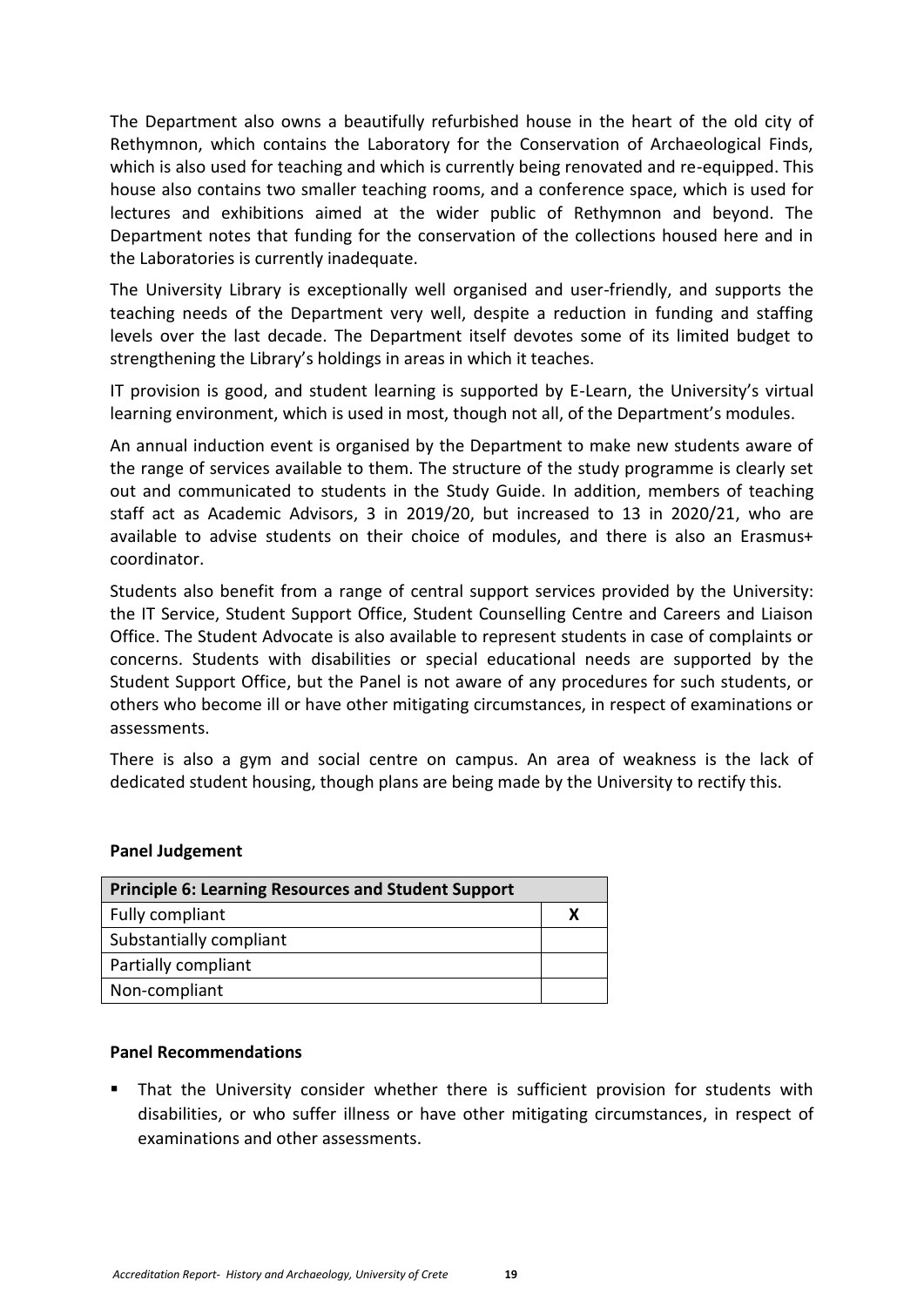The Department also owns a beautifully refurbished house in the heart of the old city of Rethymnon, which contains the Laboratory for the Conservation of Archaeological Finds, which is also used for teaching and which is currently being renovated and re-equipped. This house also contains two smaller teaching rooms, and a conference space, which is used for lectures and exhibitions aimed at the wider public of Rethymnon and beyond. The Department notes that funding for the conservation of the collections housed here and in the Laboratories is currently inadequate.

The University Library is exceptionally well organised and user-friendly, and supports the teaching needs of the Department very well, despite a reduction in funding and staffing levels over the last decade. The Department itself devotes some of its limited budget to strengthening the Library's holdings in areas in which it teaches.

IT provision is good, and student learning is supported by E-Learn, the University's virtual learning environment, which is used in most, though not all, of the Department's modules.

An annual induction event is organised by the Department to make new students aware of the range of services available to them. The structure of the study programme is clearly set out and communicated to students in the Study Guide. In addition, members of teaching staff act as Academic Advisors, 3 in 2019/20, but increased to 13 in 2020/21, who are available to advise students on their choice of modules, and there is also an Erasmus+ coordinator.

Students also benefit from a range of central support services provided by the University: the IT Service, Student Support Office, Student Counselling Centre and Careers and Liaison Office. The Student Advocate is also available to represent students in case of complaints or concerns. Students with disabilities or special educational needs are supported by the Student Support Office, but the Panel is not aware of any procedures for such students, or others who become ill or have other mitigating circumstances, in respect of examinations or assessments.

There is also a gym and social centre on campus. An area of weakness is the lack of dedicated student housing, though plans are being made by the University to rectify this.

**Panel Judgement**

| Principle 6: Learning Resources and Student Support | |
|---|---|
| Fully compliant | X |
| Substantially compliant | |
| Partially compliant | |
| Non-compliant | |

**Panel Recommendations**

- That the University consider whether there is sufficient provision for students with disabilities, or who suffer illness or have other mitigating circumstances, in respect of examinations and other assessments.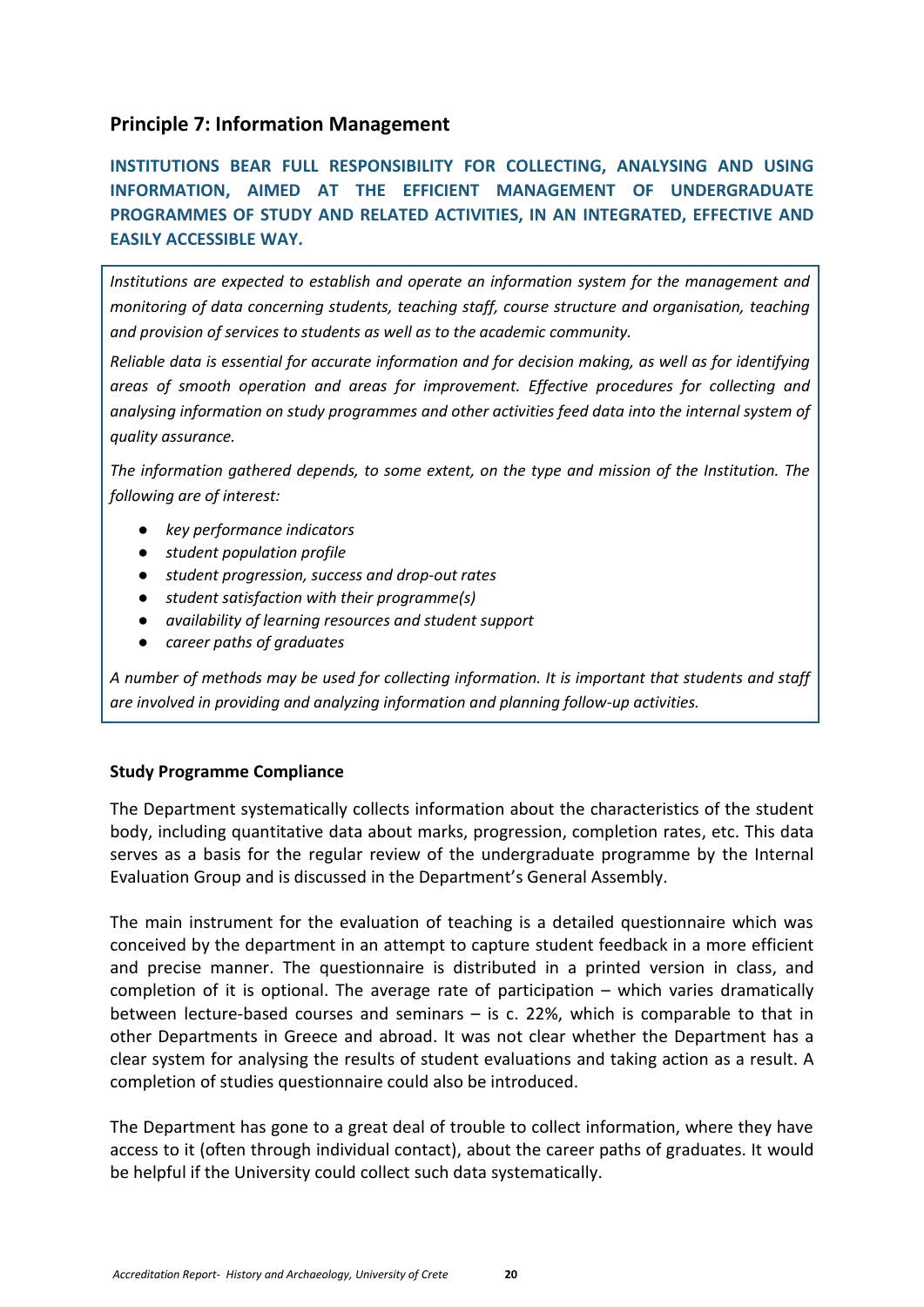## Principle 7: Information Management

**INSTITUTIONS BEAR FULL RESPONSIBILITY FOR COLLECTING, ANALYSING AND USING INFORMATION, AIMED AT THE EFFICIENT MANAGEMENT OF UNDERGRADUATE PROGRAMMES OF STUDY AND RELATED ACTIVITIES, IN AN INTEGRATED, EFFECTIVE AND EASILY ACCESSIBLE WAY.**

*Institutions are expected to establish and operate an information system for the management and monitoring of data concerning students, teaching staff, course structure and organisation, teaching and provision of services to students as well as to the academic community.*

*Reliable data is essential for accurate information and for decision making, as well as for identifying areas of smooth operation and areas for improvement. Effective procedures for collecting and analysing information on study programmes and other activities feed data into the internal system of quality assurance.*

*The information gathered depends, to some extent, on the type and mission of the Institution. The following are of interest:*

- *key performance indicators*
- *student population profile*
- *student progression, success and drop-out rates*
- *student satisfaction with their programme(s)*
- *availability of learning resources and student support*
- *career paths of graduates*

*A number of methods may be used for collecting information. It is important that students and staff are involved in providing and analyzing information and planning follow-up activities.*

**Study Programme Compliance**

The Department systematically collects information about the characteristics of the student body, including quantitative data about marks, progression, completion rates, etc. This data serves as a basis for the regular review of the undergraduate programme by the Internal Evaluation Group and is discussed in the Department's General Assembly.

The main instrument for the evaluation of teaching is a detailed questionnaire which was conceived by the department in an attempt to capture student feedback in a more efficient and precise manner. The questionnaire is distributed in a printed version in class, and completion of it is optional. The average rate of participation – which varies dramatically between lecture-based courses and seminars – is c. 22%, which is comparable to that in other Departments in Greece and abroad. It was not clear whether the Department has a clear system for analysing the results of student evaluations and taking action as a result. A completion of studies questionnaire could also be introduced.

The Department has gone to a great deal of trouble to collect information, where they have access to it (often through individual contact), about the career paths of graduates. It would be helpful if the University could collect such data systematically.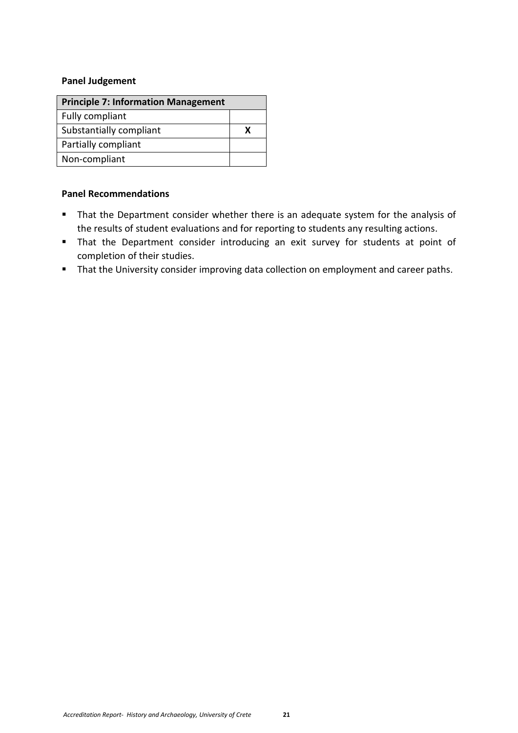**Panel Judgement**

| Principle 7: Information Management | |
|---|---|
| Fully compliant | |
| Substantially compliant | X |
| Partially compliant | |
| Non-compliant | |

**Panel Recommendations**

- That the Department consider whether there is an adequate system for the analysis of the results of student evaluations and for reporting to students any resulting actions.
- That the Department consider introducing an exit survey for students at point of completion of their studies.
- That the University consider improving data collection on employment and career paths.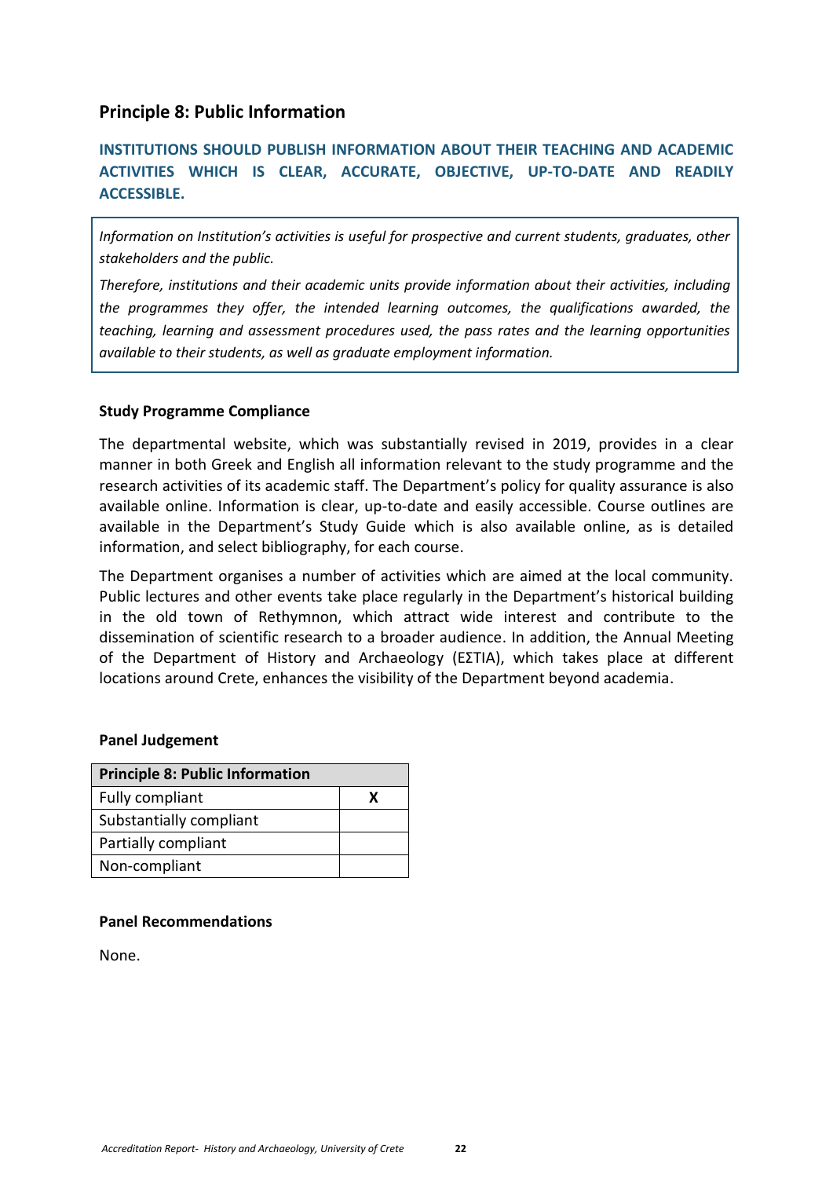## Principle 8: Public Information

**INSTITUTIONS SHOULD PUBLISH INFORMATION ABOUT THEIR TEACHING AND ACADEMIC ACTIVITIES WHICH IS CLEAR, ACCURATE, OBJECTIVE, UP-TO-DATE AND READILY ACCESSIBLE.**

*Information on Institution's activities is useful for prospective and current students, graduates, other stakeholders and the public.*

*Therefore, institutions and their academic units provide information about their activities, including the programmes they offer, the intended learning outcomes, the qualifications awarded, the teaching, learning and assessment procedures used, the pass rates and the learning opportunities available to their students, as well as graduate employment information.*

**Study Programme Compliance**

The departmental website, which was substantially revised in 2019, provides in a clear manner in both Greek and English all information relevant to the study programme and the research activities of its academic staff. The Department's policy for quality assurance is also available online. Information is clear, up-to-date and easily accessible. Course outlines are available in the Department's Study Guide which is also available online, as is detailed information, and select bibliography, for each course.

The Department organises a number of activities which are aimed at the local community. Public lectures and other events take place regularly in the Department's historical building in the old town of Rethymnon, which attract wide interest and contribute to the dissemination of scientific research to a broader audience. In addition, the Annual Meeting of the Department of History and Archaeology (ΕΣΤΙΑ), which takes place at different locations around Crete, enhances the visibility of the Department beyond academia.

**Panel Judgement**

| Principle 8: Public Information | |
|---|---|
| Fully compliant | X |
| Substantially compliant | |
| Partially compliant | |
| Non-compliant | |

**Panel Recommendations**

None.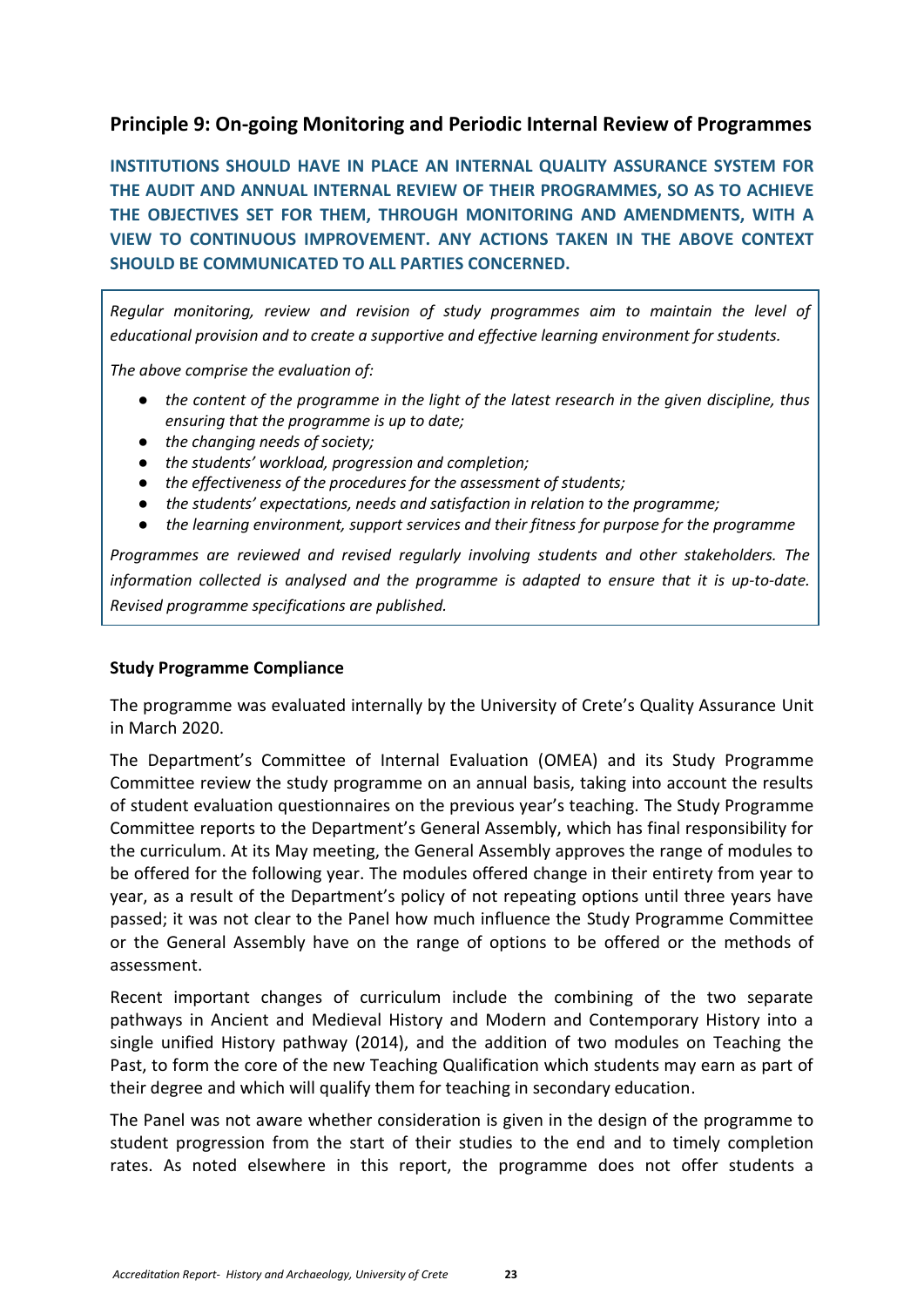## Principle 9: On-going Monitoring and Periodic Internal Review of Programmes

**INSTITUTIONS SHOULD HAVE IN PLACE AN INTERNAL QUALITY ASSURANCE SYSTEM FOR THE AUDIT AND ANNUAL INTERNAL REVIEW OF THEIR PROGRAMMES, SO AS TO ACHIEVE THE OBJECTIVES SET FOR THEM, THROUGH MONITORING AND AMENDMENTS, WITH A VIEW TO CONTINUOUS IMPROVEMENT. ANY ACTIONS TAKEN IN THE ABOVE CONTEXT SHOULD BE COMMUNICATED TO ALL PARTIES CONCERNED.**

*Regular monitoring, review and revision of study programmes aim to maintain the level of educational provision and to create a supportive and effective learning environment for students.*

*The above comprise the evaluation of:*

- *the content of the programme in the light of the latest research in the given discipline, thus ensuring that the programme is up to date;*
- *the changing needs of society;*
- *the students' workload, progression and completion;*
- *the effectiveness of the procedures for the assessment of students;*
- *the students' expectations, needs and satisfaction in relation to the programme;*
- *the learning environment, support services and their fitness for purpose for the programme*

*Programmes are reviewed and revised regularly involving students and other stakeholders. The information collected is analysed and the programme is adapted to ensure that it is up-to-date. Revised programme specifications are published.*

### Study Programme Compliance

The programme was evaluated internally by the University of Crete's Quality Assurance Unit in March 2020.

The Department's Committee of Internal Evaluation (OMEA) and its Study Programme Committee review the study programme on an annual basis, taking into account the results of student evaluation questionnaires on the previous year's teaching. The Study Programme Committee reports to the Department's General Assembly, which has final responsibility for the curriculum. At its May meeting, the General Assembly approves the range of modules to be offered for the following year. The modules offered change in their entirety from year to year, as a result of the Department's policy of not repeating options until three years have passed; it was not clear to the Panel how much influence the Study Programme Committee or the General Assembly have on the range of options to be offered or the methods of assessment.

Recent important changes of curriculum include the combining of the two separate pathways in Ancient and Medieval History and Modern and Contemporary History into a single unified History pathway (2014), and the addition of two modules on Teaching the Past, to form the core of the new Teaching Qualification which students may earn as part of their degree and which will qualify them for teaching in secondary education.

The Panel was not aware whether consideration is given in the design of the programme to student progression from the start of their studies to the end and to timely completion rates. As noted elsewhere in this report, the programme does not offer students a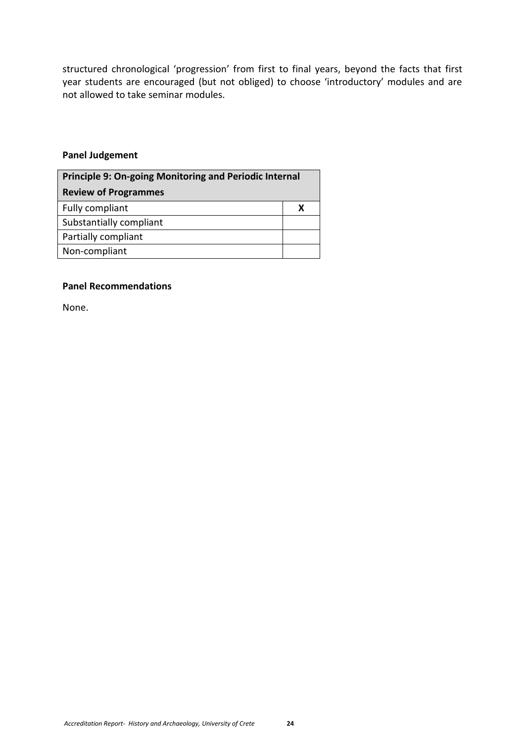structured chronological 'progression' from first to final years, beyond the facts that first year students are encouraged (but not obliged) to choose 'introductory' modules and are not allowed to take seminar modules.

**Panel Judgement**

| **Principle 9: On-going Monitoring and Periodic Internal Review of Programmes** | |
|---|---|
| Fully compliant | X |
| Substantially compliant | |
| Partially compliant | |
| Non-compliant | |

**Panel Recommendations**

None.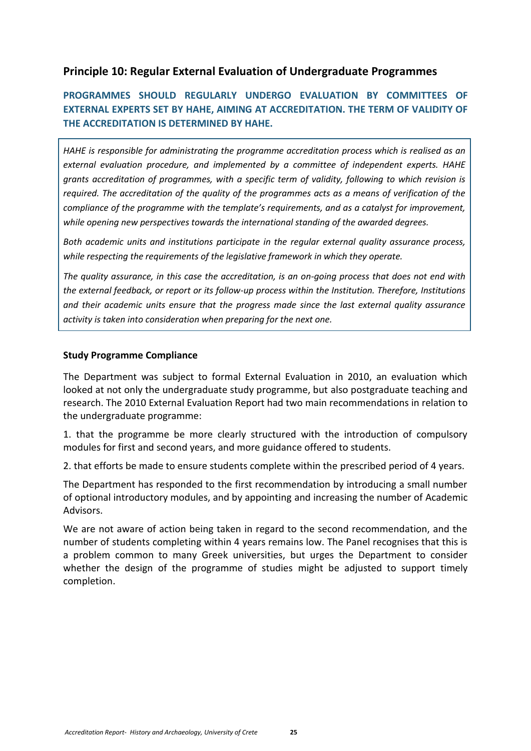## Principle 10: Regular External Evaluation of Undergraduate Programmes

**PROGRAMMES SHOULD REGULARLY UNDERGO EVALUATION BY COMMITTEES OF EXTERNAL EXPERTS SET BY HAHE, AIMING AT ACCREDITATION. THE TERM OF VALIDITY OF THE ACCREDITATION IS DETERMINED BY HAHE.**

*HAHE is responsible for administrating the programme accreditation process which is realised as an external evaluation procedure, and implemented by a committee of independent experts. HAHE grants accreditation of programmes, with a specific term of validity, following to which revision is required. The accreditation of the quality of the programmes acts as a means of verification of the compliance of the programme with the template's requirements, and as a catalyst for improvement, while opening new perspectives towards the international standing of the awarded degrees.*

*Both academic units and institutions participate in the regular external quality assurance process, while respecting the requirements of the legislative framework in which they operate.*

*The quality assurance, in this case the accreditation, is an on-going process that does not end with the external feedback, or report or its follow-up process within the Institution. Therefore, Institutions and their academic units ensure that the progress made since the last external quality assurance activity is taken into consideration when preparing for the next one.*

### Study Programme Compliance

The Department was subject to formal External Evaluation in 2010, an evaluation which looked at not only the undergraduate study programme, but also postgraduate teaching and research. The 2010 External Evaluation Report had two main recommendations in relation to the undergraduate programme:

1. that the programme be more clearly structured with the introduction of compulsory modules for first and second years, and more guidance offered to students.

2. that efforts be made to ensure students complete within the prescribed period of 4 years.

The Department has responded to the first recommendation by introducing a small number of optional introductory modules, and by appointing and increasing the number of Academic Advisors.

We are not aware of action being taken in regard to the second recommendation, and the number of students completing within 4 years remains low. The Panel recognises that this is a problem common to many Greek universities, but urges the Department to consider whether the design of the programme of studies might be adjusted to support timely completion.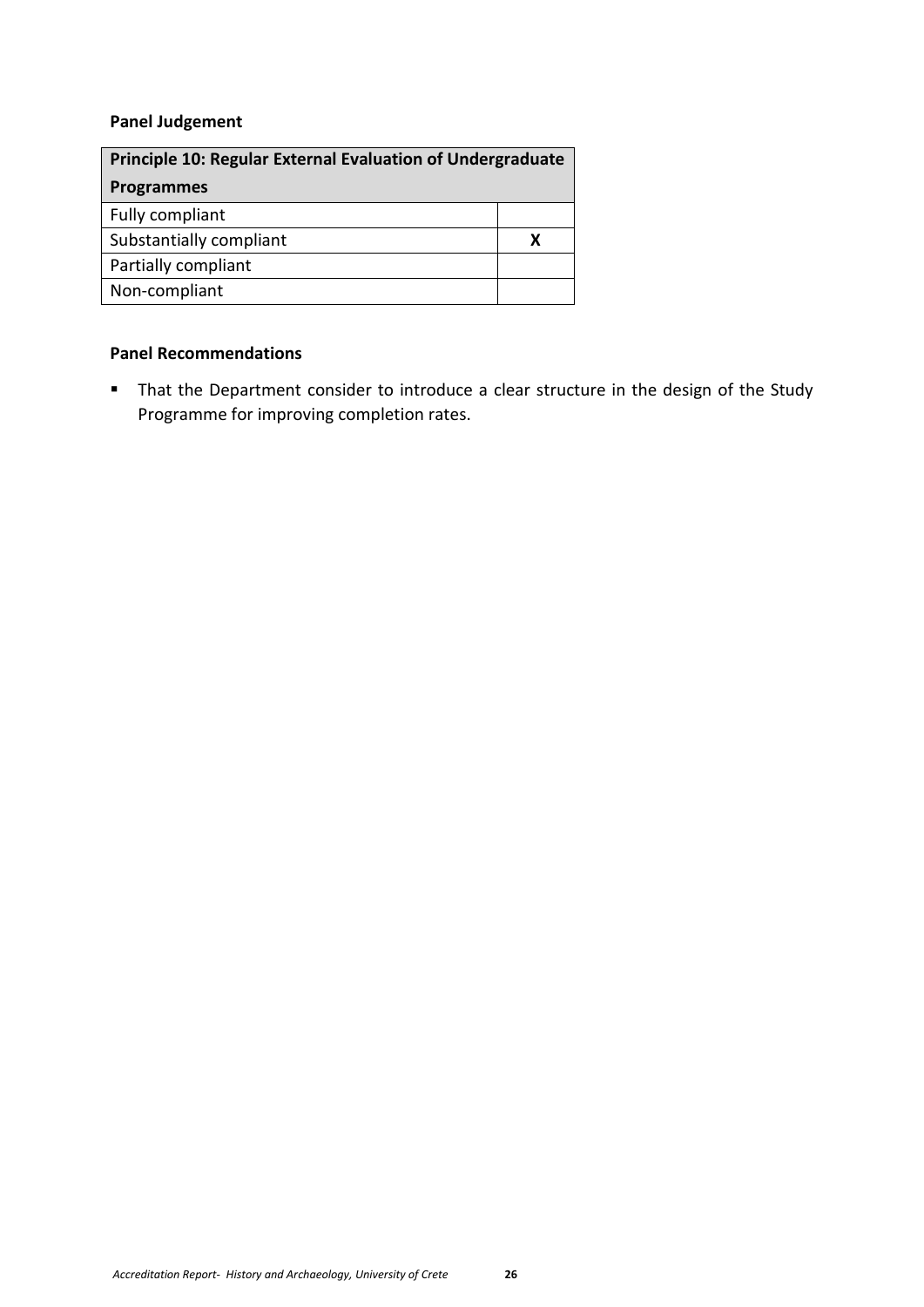**Panel Judgement**

| Principle 10: Regular External Evaluation of Undergraduate Programmes | |
|---|---|
| Fully compliant | |
| Substantially compliant | X |
| Partially compliant | |
| Non-compliant | |

**Panel Recommendations**

- That the Department consider to introduce a clear structure in the design of the Study Programme for improving completion rates.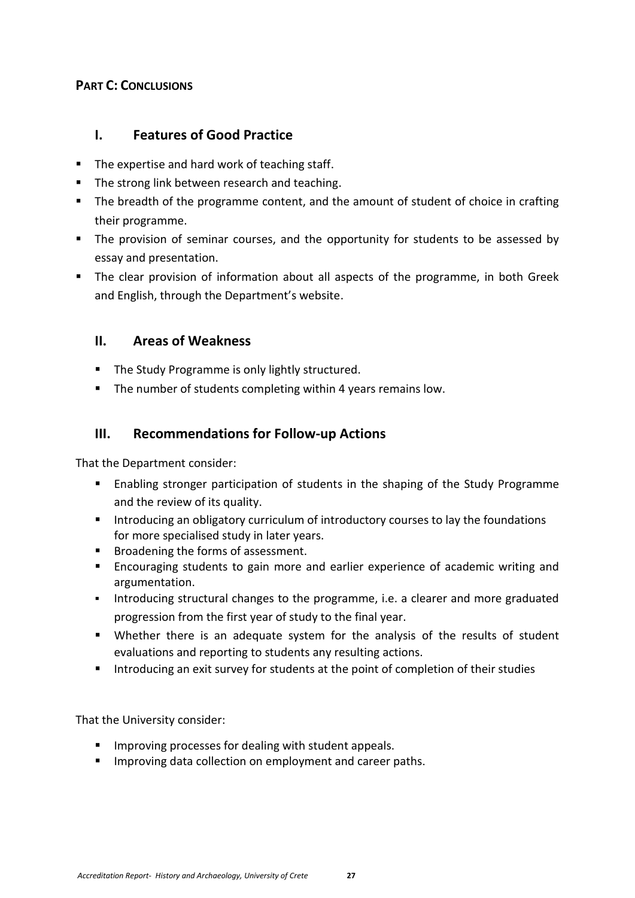## PART C: CONCLUSIONS

### I. Features of Good Practice

- The expertise and hard work of teaching staff.
- The strong link between research and teaching.
- The breadth of the programme content, and the amount of student of choice in crafting their programme.
- The provision of seminar courses, and the opportunity for students to be assessed by essay and presentation.
- The clear provision of information about all aspects of the programme, in both Greek and English, through the Department's website.

### II. Areas of Weakness

- The Study Programme is only lightly structured.
- The number of students completing within 4 years remains low.

### III. Recommendations for Follow-up Actions

That the Department consider:

- Enabling stronger participation of students in the shaping of the Study Programme and the review of its quality.
- Introducing an obligatory curriculum of introductory courses to lay the foundations for more specialised study in later years.
- Broadening the forms of assessment.
- Encouraging students to gain more and earlier experience of academic writing and argumentation.
- Introducing structural changes to the programme, i.e. a clearer and more graduated progression from the first year of study to the final year.
- Whether there is an adequate system for the analysis of the results of student evaluations and reporting to students any resulting actions.
- Introducing an exit survey for students at the point of completion of their studies

That the University consider:

- Improving processes for dealing with student appeals.
- Improving data collection on employment and career paths.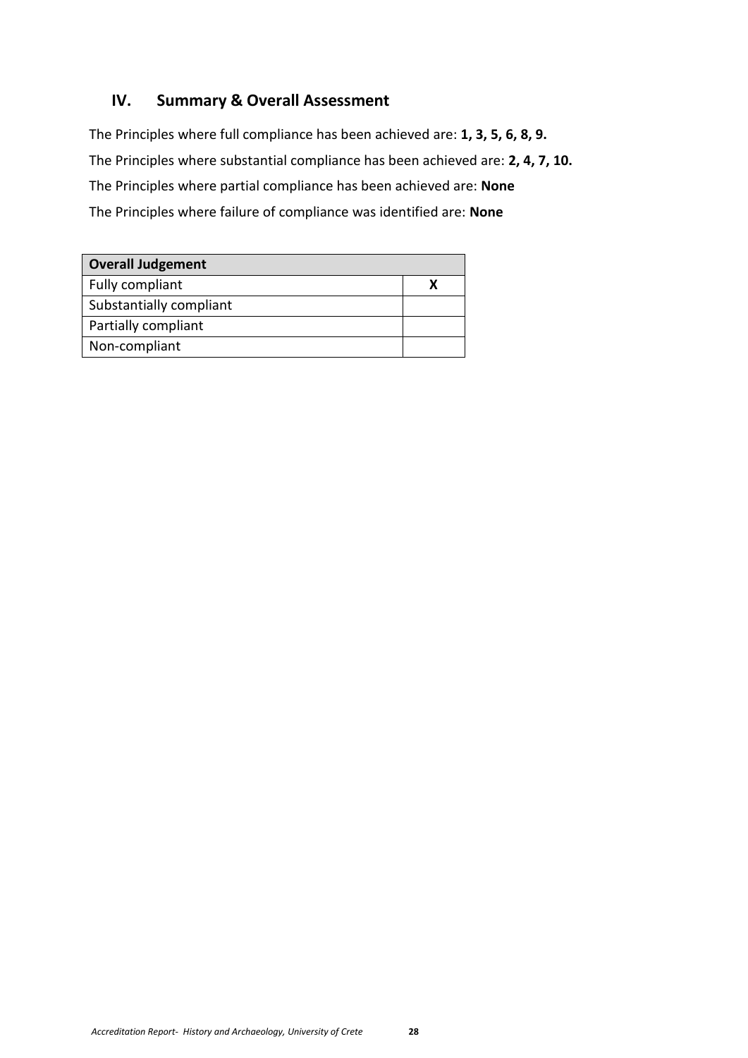## IV. Summary & Overall Assessment

The Principles where full compliance has been achieved are: **1, 3, 5, 6, 8, 9.**

The Principles where substantial compliance has been achieved are: **2, 4, 7, 10.**

The Principles where partial compliance has been achieved are: **None**

The Principles where failure of compliance was identified are: **None**

| **Overall Judgement** | |
|---|---|
| Fully compliant | **X** |
| Substantially compliant | |
| Partially compliant | |
| Non-compliant | |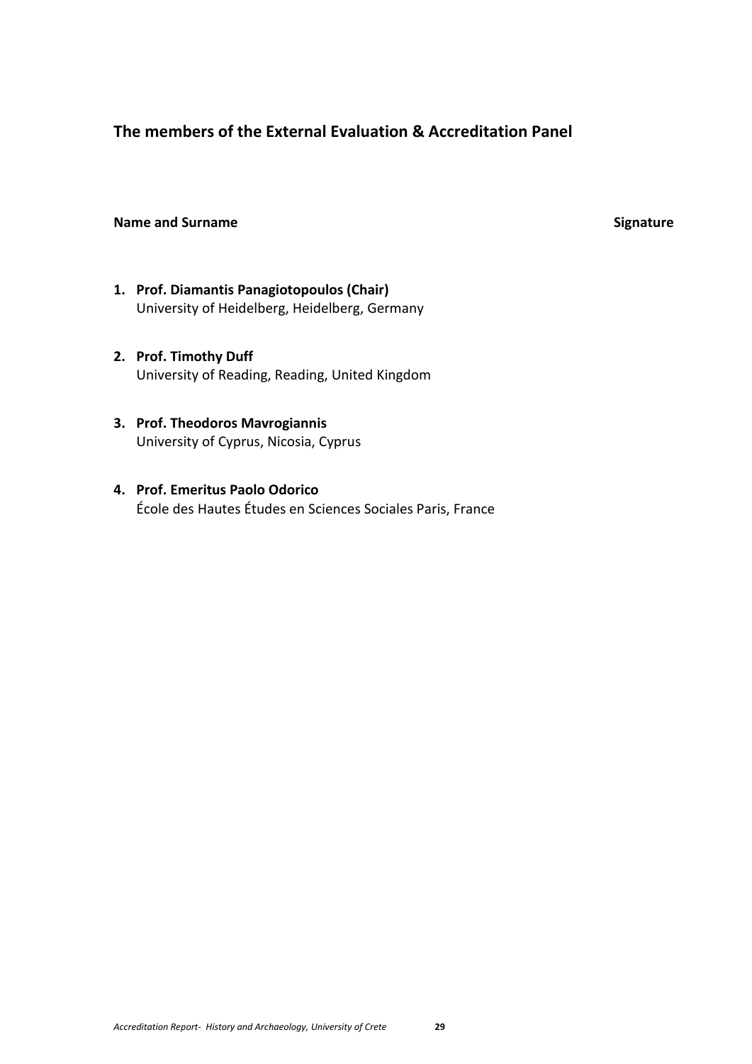## The members of the External Evaluation & Accreditation Panel

**Name and Surname** **Signature**

1. **Prof. Diamantis Panagiotopoulos (Chair)**
   University of Heidelberg, Heidelberg, Germany

2. **Prof. Timothy Duff**
   University of Reading, Reading, United Kingdom

3. **Prof. Theodoros Mavrogiannis**
   University of Cyprus, Nicosia, Cyprus

4. **Prof. Emeritus Paolo Odorico**
   École des Hautes Études en Sciences Sociales Paris, France